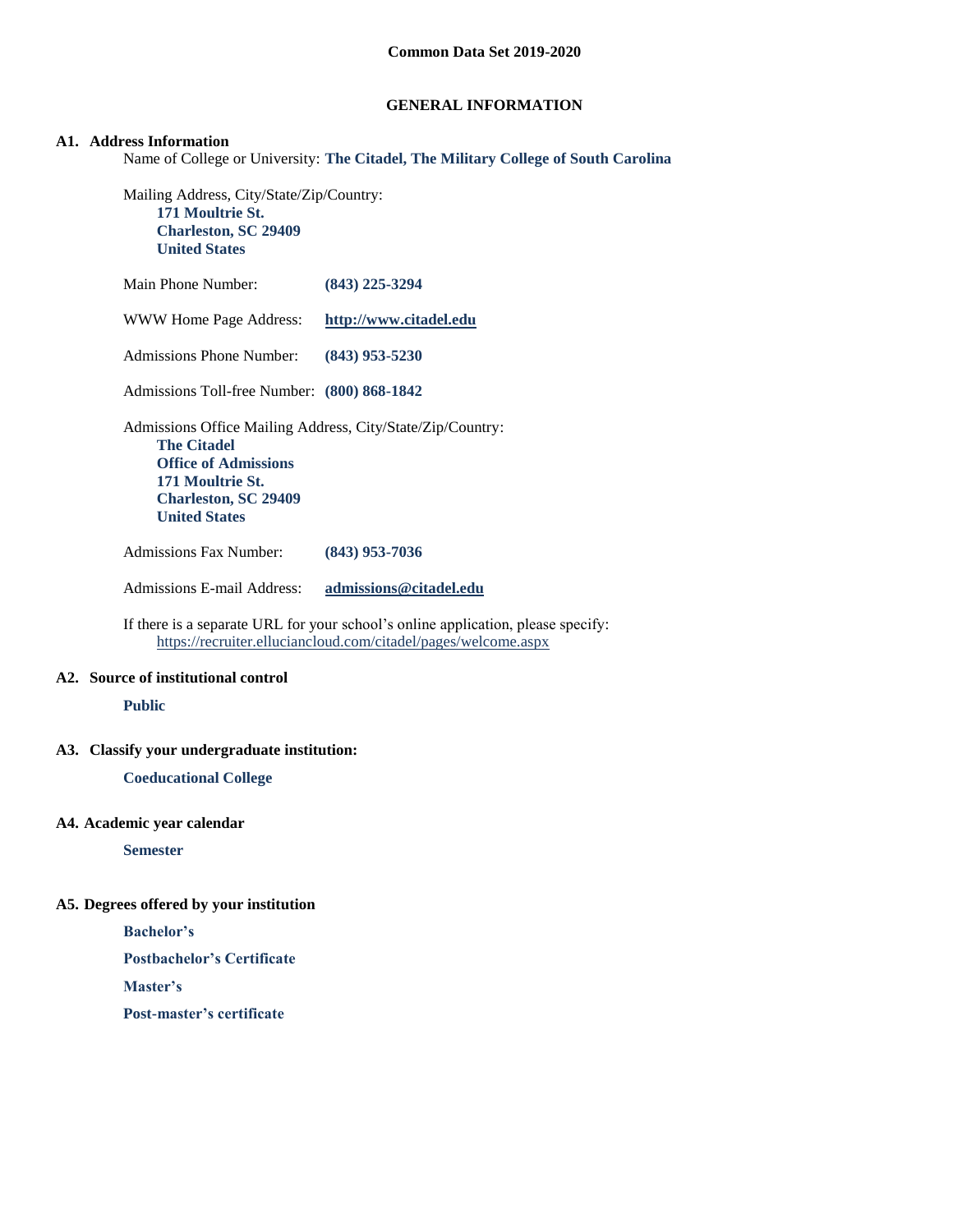# Common Data Set 2019-2020

## GENERAL INFORMATION

### A1. Address Information

Name of College or University: **The Citadel, The Military College of South Carolina**

Mailing Address, City/State/Zip/Country:
**171 Moultrie St.**
**Charleston, SC 29409**
**United States**

Main Phone Number: **(843) 225-3294**

WWW Home Page Address: **http://www.citadel.edu**

Admissions Phone Number: **(843) 953-5230**

Admissions Toll-free Number: **(800) 868-1842**

Admissions Office Mailing Address, City/State/Zip/Country:
**The Citadel**
**Office of Admissions**
**171 Moultrie St.**
**Charleston, SC 29409**
**United States**

Admissions Fax Number: **(843) 953-7036**

Admissions E-mail Address: **admissions@citadel.edu**

If there is a separate URL for your school's online application, please specify:
https://recruiter.elluciancloud.com/citadel/pages/welcome.aspx

### A2. Source of institutional control

**Public**

### A3. Classify your undergraduate institution:

**Coeducational College**

### A4. Academic year calendar

**Semester**

### A5. Degrees offered by your institution

**Bachelor's**

**Postbachelor's Certificate**

**Master's**

**Post-master's certificate**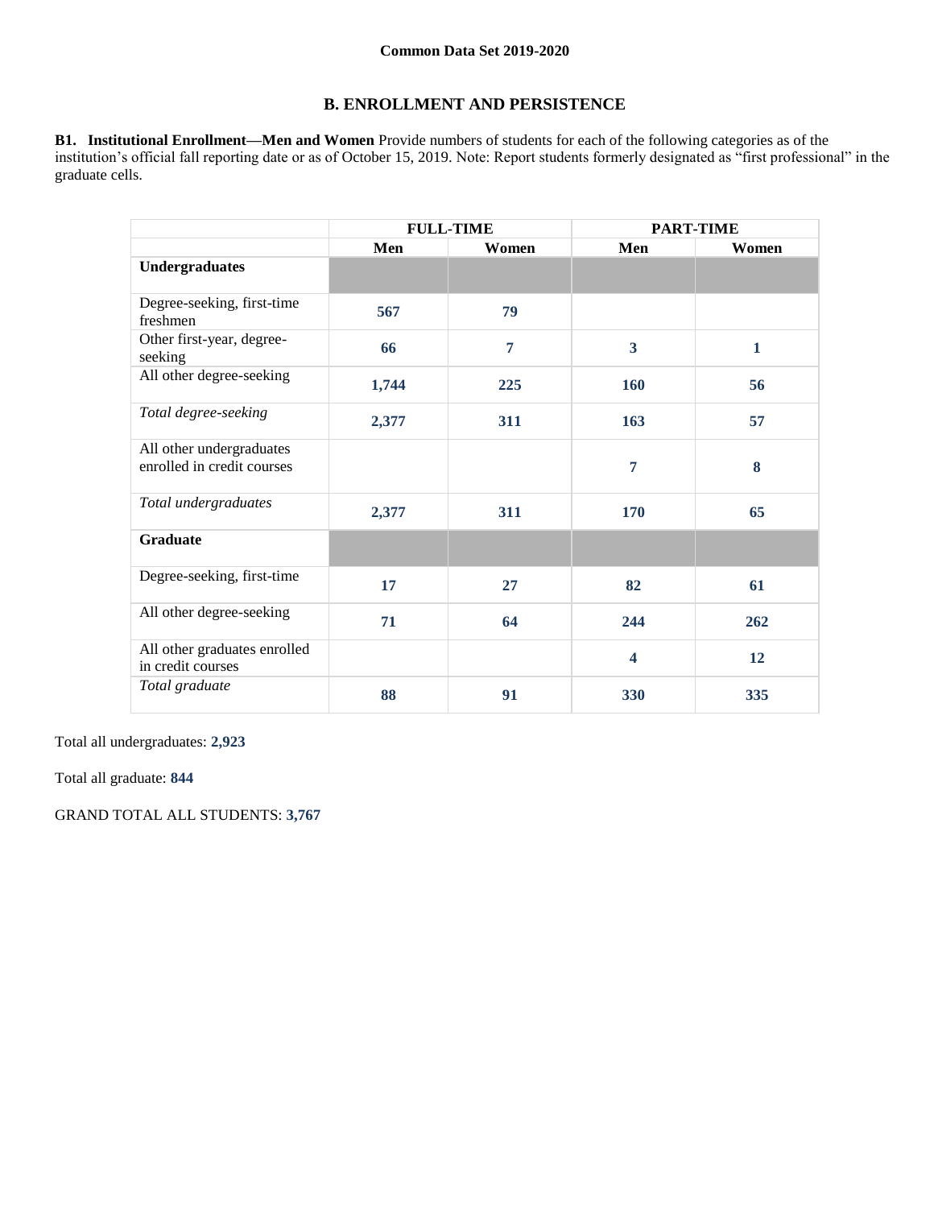Common Data Set 2019-2020

## B. ENROLLMENT AND PERSISTENCE

**B1. Institutional Enrollment—Men and Women** Provide numbers of students for each of the following categories as of the institution's official fall reporting date or as of October 15, 2019. Note: Report students formerly designated as "first professional" in the graduate cells.

| | FULL-TIME | | PART-TIME | |
|---|---|---|---|---|
| | **Men** | **Women** | **Men** | **Women** |
| **Undergraduates** | | | | |
| Degree-seeking, first-time freshmen | 567 | 79 | | |
| Other first-year, degree-seeking | 66 | 7 | 3 | 1 |
| All other degree-seeking | 1,744 | 225 | 160 | 56 |
| *Total degree-seeking* | 2,377 | 311 | 163 | 57 |
| All other undergraduates enrolled in credit courses | | | 7 | 8 |
| *Total undergraduates* | 2,377 | 311 | 170 | 65 |
| **Graduate** | | | | |
| Degree-seeking, first-time | 17 | 27 | 82 | 61 |
| All other degree-seeking | 71 | 64 | 244 | 262 |
| All other graduates enrolled in credit courses | | | 4 | 12 |
| *Total graduate* | 88 | 91 | 330 | 335 |

Total all undergraduates: **2,923**

Total all graduate: **844**

GRAND TOTAL ALL STUDENTS: **3,767**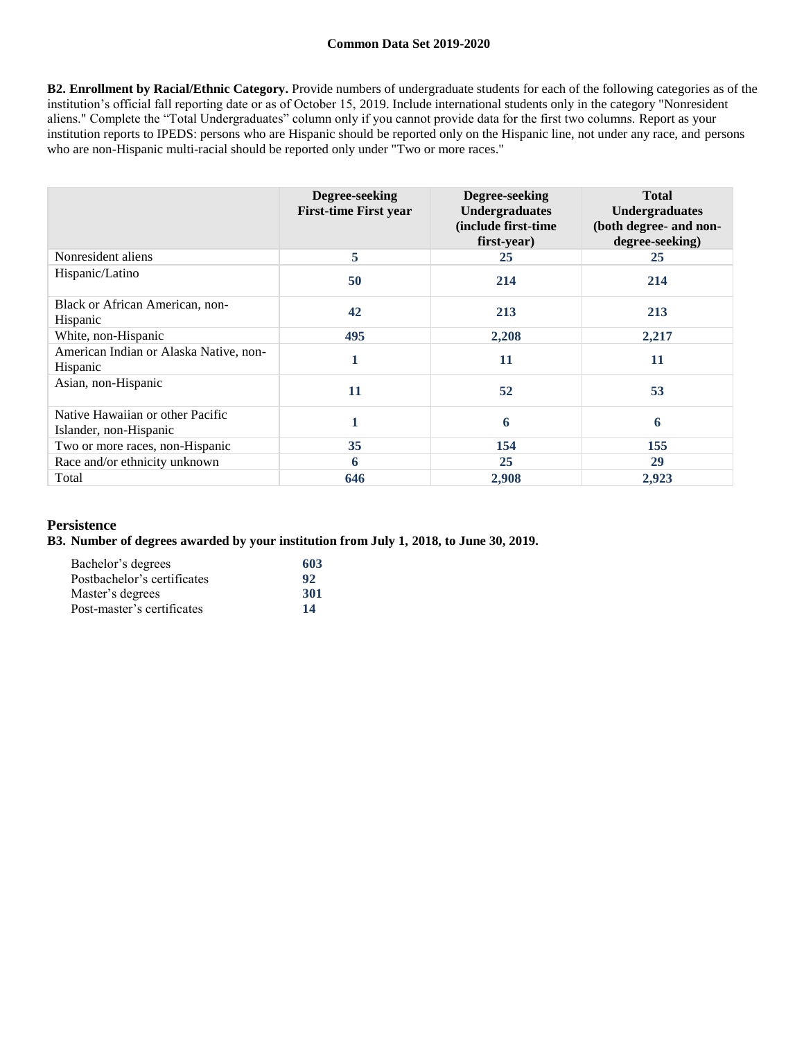**B2. Enrollment by Racial/Ethnic Category.** Provide numbers of undergraduate students for each of the following categories as of the institution's official fall reporting date or as of October 15, 2019. Include international students only in the category "Nonresident aliens." Complete the "Total Undergraduates" column only if you cannot provide data for the first two columns. Report as your institution reports to IPEDS: persons who are Hispanic should be reported only on the Hispanic line, not under any race, and persons who are non-Hispanic multi-racial should be reported only under "Two or more races."

| | Degree-seeking First-time First year | Degree-seeking Undergraduates (include first-time first-year) | Total Undergraduates (both degree- and non-degree-seeking) |
|---|---|---|---|
| Nonresident aliens | 5 | 25 | 25 |
| Hispanic/Latino | 50 | 214 | 214 |
| Black or African American, non-Hispanic | 42 | 213 | 213 |
| White, non-Hispanic | 495 | 2,208 | 2,217 |
| American Indian or Alaska Native, non-Hispanic | 1 | 11 | 11 |
| Asian, non-Hispanic | 11 | 52 | 53 |
| Native Hawaiian or other Pacific Islander, non-Hispanic | 1 | 6 | 6 |
| Two or more races, non-Hispanic | 35 | 154 | 155 |
| Race and/or ethnicity unknown | 6 | 25 | 29 |
| Total | 646 | 2,908 | 2,923 |

## Persistence

**B3. Number of degrees awarded by your institution from July 1, 2018, to June 30, 2019.**

| | |
|---|---|
| Bachelor's degrees | 603 |
| Postbachelor's certificates | 92 |
| Master's degrees | 301 |
| Post-master's certificates | 14 |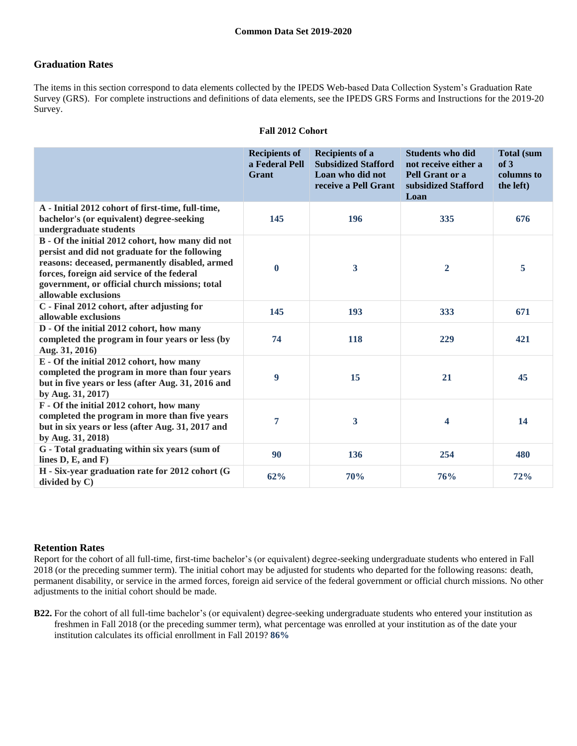## Graduation Rates

The items in this section correspond to data elements collected by the IPEDS Web-based Data Collection System's Graduation Rate Survey (GRS). For complete instructions and definitions of data elements, see the IPEDS GRS Forms and Instructions for the 2019-20 Survey.

### Fall 2012 Cohort

| | Recipients of a Federal Pell Grant | Recipients of a Subsidized Stafford Loan who did not receive a Pell Grant | Students who did not receive either a Pell Grant or a subsidized Stafford Loan | Total (sum of 3 columns to the left) |
|---|---|---|---|---|
| A - Initial 2012 cohort of first-time, full-time, bachelor's (or equivalent) degree-seeking undergraduate students | 145 | 196 | 335 | 676 |
| B - Of the initial 2012 cohort, how many did not persist and did not graduate for the following reasons: deceased, permanently disabled, armed forces, foreign aid service of the federal government, or official church missions; total allowable exclusions | 0 | 3 | 2 | 5 |
| C - Final 2012 cohort, after adjusting for allowable exclusions | 145 | 193 | 333 | 671 |
| D - Of the initial 2012 cohort, how many completed the program in four years or less (by Aug. 31, 2016) | 74 | 118 | 229 | 421 |
| E - Of the initial 2012 cohort, how many completed the program in more than four years but in five years or less (after Aug. 31, 2016 and by Aug. 31, 2017) | 9 | 15 | 21 | 45 |
| F - Of the initial 2012 cohort, how many completed the program in more than five years but in six years or less (after Aug. 31, 2017 and by Aug. 31, 2018) | 7 | 3 | 4 | 14 |
| G - Total graduating within six years (sum of lines D, E, and F) | 90 | 136 | 254 | 480 |
| H - Six-year graduation rate for 2012 cohort (G divided by C) | 62% | 70% | 76% | 72% |

## Retention Rates

Report for the cohort of all full-time, first-time bachelor's (or equivalent) degree-seeking undergraduate students who entered in Fall 2018 (or the preceding summer term). The initial cohort may be adjusted for students who departed for the following reasons: death, permanent disability, or service in the armed forces, foreign aid service of the federal government or official church missions. No other adjustments to the initial cohort should be made.

**B22.** For the cohort of all full-time bachelor's (or equivalent) degree-seeking undergraduate students who entered your institution as freshmen in Fall 2018 (or the preceding summer term), what percentage was enrolled at your institution as of the date your institution calculates its official enrollment in Fall 2019? **86%**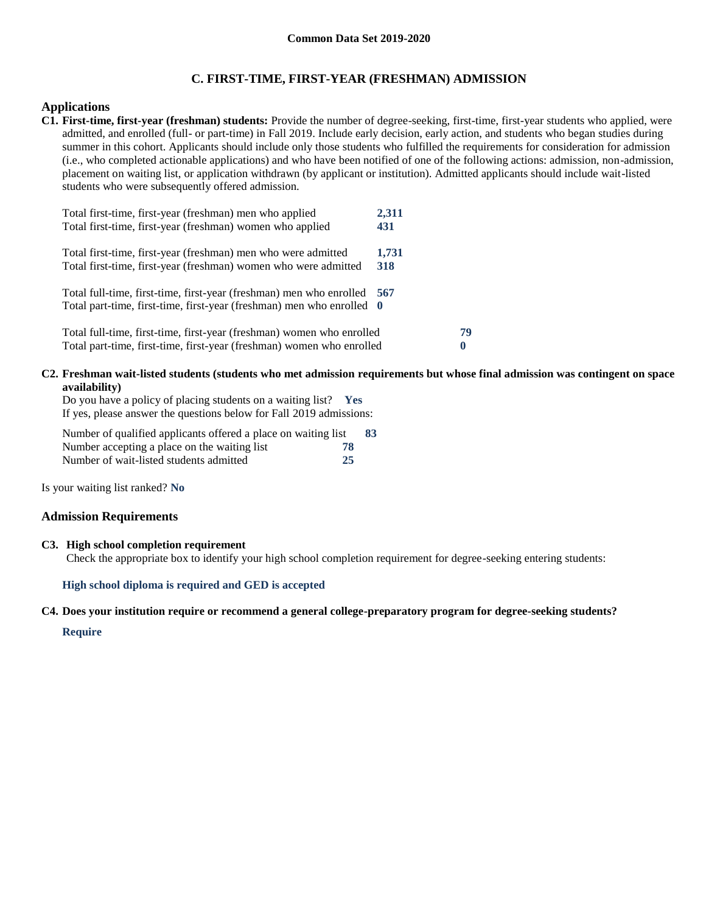## C. FIRST-TIME, FIRST-YEAR (FRESHMAN) ADMISSION

### Applications

**C1. First-time, first-year (freshman) students:** Provide the number of degree-seeking, first-time, first-year students who applied, were admitted, and enrolled (full- or part-time) in Fall 2019. Include early decision, early action, and students who began studies during summer in this cohort. Applicants should include only those students who fulfilled the requirements for consideration for admission (i.e., who completed actionable applications) and who have been notified of one of the following actions: admission, non-admission, placement on waiting list, or application withdrawn (by applicant or institution). Admitted applicants should include wait-listed students who were subsequently offered admission.

| | |
|---|---|
| Total first-time, first-year (freshman) men who applied | **2,311** |
| Total first-time, first-year (freshman) women who applied | **431** |
| Total first-time, first-year (freshman) men who were admitted | **1,731** |
| Total first-time, first-year (freshman) women who were admitted | **318** |
| Total full-time, first-time, first-year (freshman) men who enrolled | **567** |
| Total part-time, first-time, first-year (freshman) men who enrolled | **0** |
| Total full-time, first-time, first-year (freshman) women who enrolled | **79** |
| Total part-time, first-time, first-year (freshman) women who enrolled | **0** |

**C2. Freshman wait-listed students (students who met admission requirements but whose final admission was contingent on space availability)**

Do you have a policy of placing students on a waiting list? **Yes**

If yes, please answer the questions below for Fall 2019 admissions:

| | |
|---|---|
| Number of qualified applicants offered a place on waiting list | **83** |
| Number accepting a place on the waiting list | **78** |
| Number of wait-listed students admitted | **25** |

Is your waiting list ranked? **No**

### Admission Requirements

**C3. High school completion requirement**

Check the appropriate box to identify your high school completion requirement for degree-seeking entering students:

**High school diploma is required and GED is accepted**

**C4. Does your institution require or recommend a general college-preparatory program for degree-seeking students?**

**Require**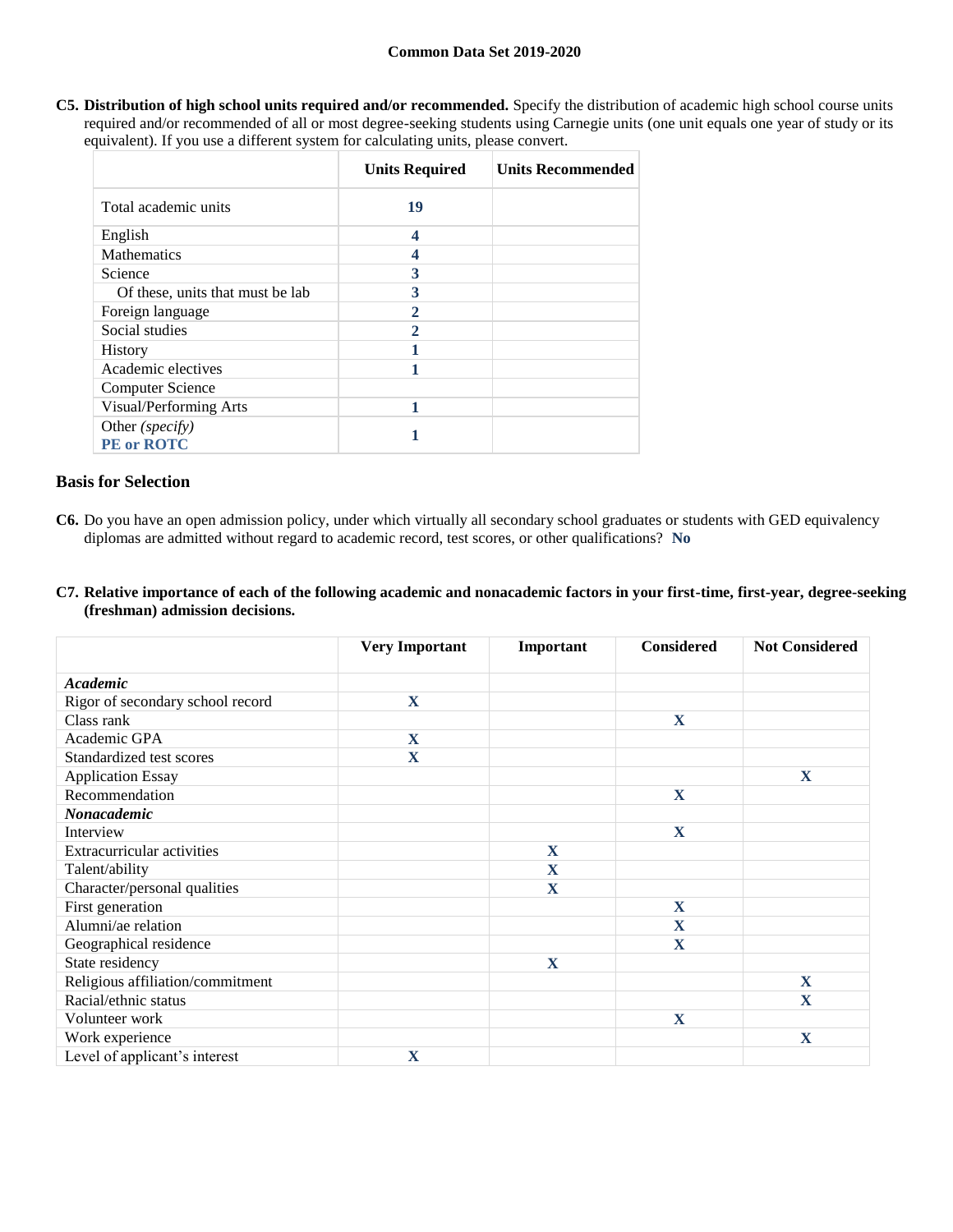**C5. Distribution of high school units required and/or recommended.** Specify the distribution of academic high school course units required and/or recommended of all or most degree-seeking students using Carnegie units (one unit equals one year of study or its equivalent). If you use a different system for calculating units, please convert.

| | Units Required | Units Recommended |
|---|---|---|
| Total academic units | 19 | |
| English | 4 | |
| Mathematics | 4 | |
| Science | 3 | |
| Of these, units that must be lab | 3 | |
| Foreign language | 2 | |
| Social studies | 2 | |
| History | 1 | |
| Academic electives | 1 | |
| Computer Science | | |
| Visual/Performing Arts | 1 | |
| Other *(specify)* **PE or ROTC** | 1 | |

## Basis for Selection

**C6.** Do you have an open admission policy, under which virtually all secondary school graduates or students with GED equivalency diplomas are admitted without regard to academic record, test scores, or other qualifications? **No**

**C7. Relative importance of each of the following academic and nonacademic factors in your first-time, first-year, degree-seeking (freshman) admission decisions.**

| | Very Important | Important | Considered | Not Considered |
|---|---|---|---|---|
| ***Academic*** | | | | |
| Rigor of secondary school record | X | | | |
| Class rank | | | X | |
| Academic GPA | X | | | |
| Standardized test scores | X | | | |
| Application Essay | | | | X |
| Recommendation | | | X | |
| ***Nonacademic*** | | | | |
| Interview | | | X | |
| Extracurricular activities | | X | | |
| Talent/ability | | X | | |
| Character/personal qualities | | X | | |
| First generation | | | X | |
| Alumni/ae relation | | | X | |
| Geographical residence | | | X | |
| State residency | | X | | |
| Religious affiliation/commitment | | | | X |
| Racial/ethnic status | | | | X |
| Volunteer work | | | X | |
| Work experience | | | | X |
| Level of applicant's interest | X | | | |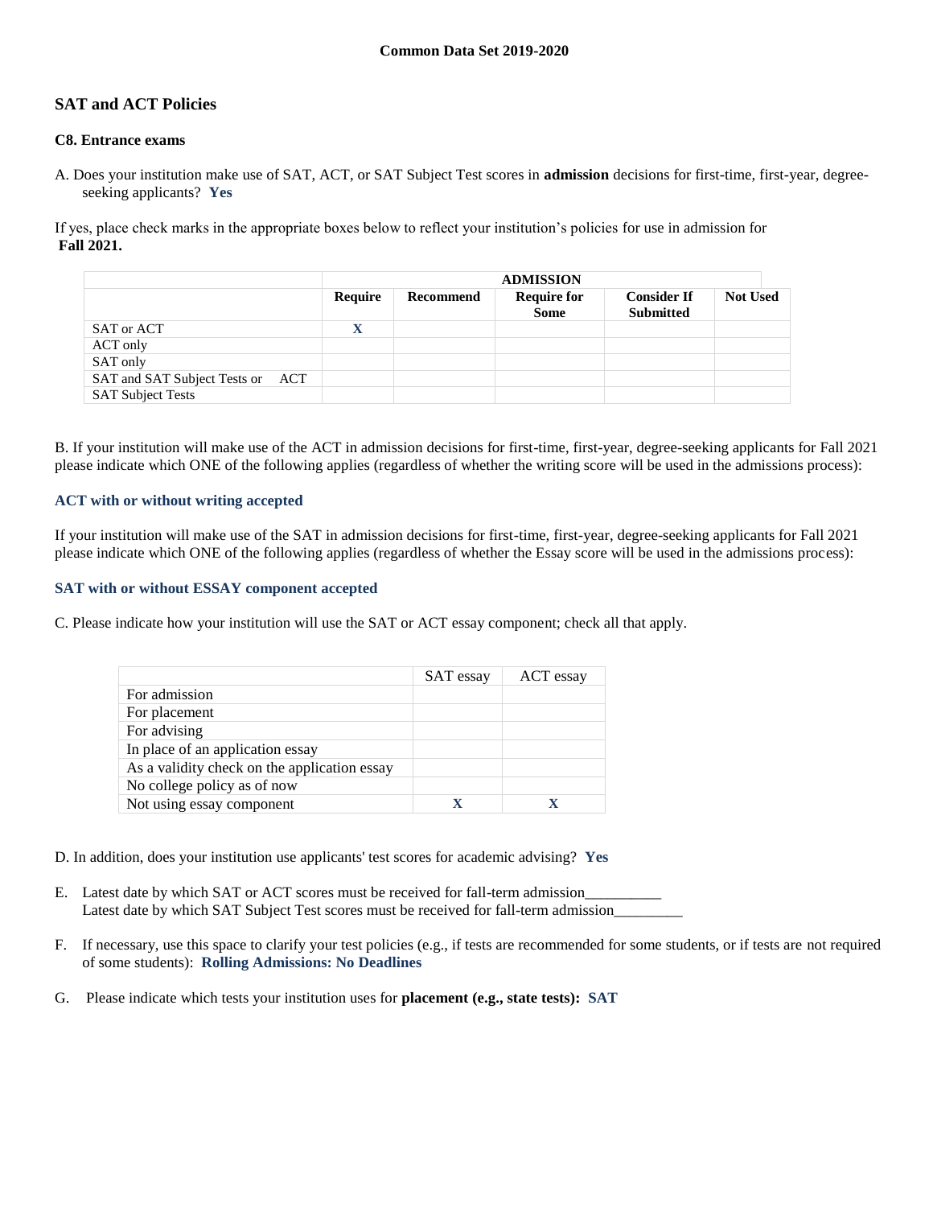## SAT and ACT Policies

### C8. Entrance exams

A. Does your institution make use of SAT, ACT, or SAT Subject Test scores in **admission** decisions for first-time, first-year, degree-seeking applicants? **Yes**

If yes, place check marks in the appropriate boxes below to reflect your institution's policies for use in admission for **Fall 2021.**

| | ADMISSION | | | | |
|---|---|---|---|---|---|
| | **Require** | **Recommend** | **Require for Some** | **Consider If Submitted** | **Not Used** |
| SAT or ACT | X | | | | |
| ACT only | | | | | |
| SAT only | | | | | |
| SAT and SAT Subject Tests or ACT | | | | | |
| SAT Subject Tests | | | | | |

B. If your institution will make use of the ACT in admission decisions for first-time, first-year, degree-seeking applicants for Fall 2021 please indicate which ONE of the following applies (regardless of whether the writing score will be used in the admissions process):

**ACT with or without writing accepted**

If your institution will make use of the SAT in admission decisions for first-time, first-year, degree-seeking applicants for Fall 2021 please indicate which ONE of the following applies (regardless of whether the Essay score will be used in the admissions process):

**SAT with or without ESSAY component accepted**

C. Please indicate how your institution will use the SAT or ACT essay component; check all that apply.

| | SAT essay | ACT essay |
|---|---|---|
| For admission | | |
| For placement | | |
| For advising | | |
| In place of an application essay | | |
| As a validity check on the application essay | | |
| No college policy as of now | | |
| Not using essay component | X | X |

D. In addition, does your institution use applicants' test scores for academic advising? **Yes**

E. Latest date by which SAT or ACT scores must be received for fall-term admission__________
Latest date by which SAT Subject Test scores must be received for fall-term admission_________

F. If necessary, use this space to clarify your test policies (e.g., if tests are recommended for some students, or if tests are not required of some students): **Rolling Admissions: No Deadlines**

G. Please indicate which tests your institution uses for **placement (e.g., state tests): SAT**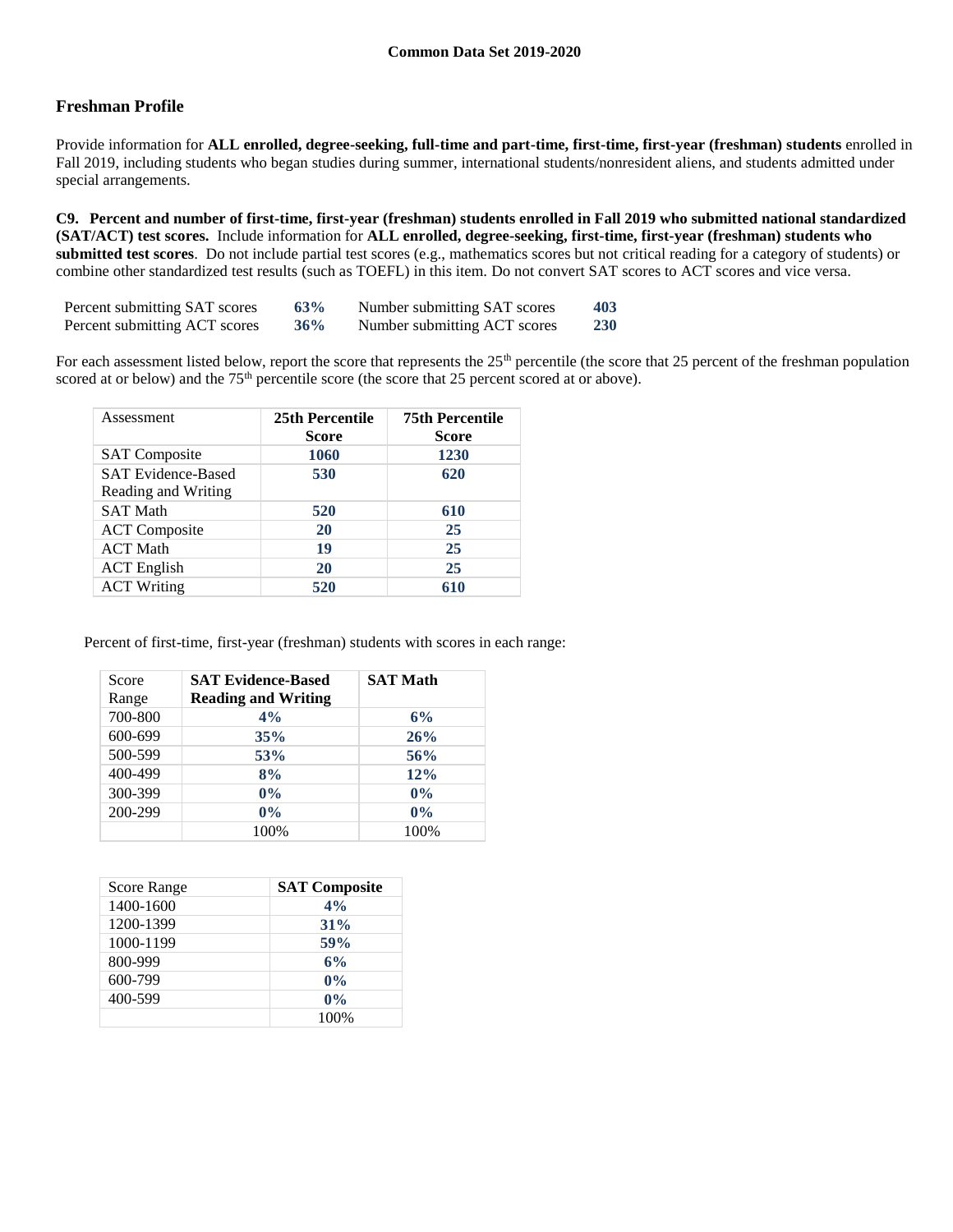**Common Data Set 2019-2020**

## Freshman Profile

Provide information for **ALL enrolled, degree-seeking, full-time and part-time, first-time, first-year (freshman) students** enrolled in Fall 2019, including students who began studies during summer, international students/nonresident aliens, and students admitted under special arrangements.

**C9. Percent and number of first-time, first-year (freshman) students enrolled in Fall 2019 who submitted national standardized (SAT/ACT) test scores.** Include information for **ALL enrolled, degree-seeking, first-time, first-year (freshman) students who submitted test scores**. Do not include partial test scores (e.g., mathematics scores but not critical reading for a category of students) or combine other standardized test results (such as TOEFL) in this item. Do not convert SAT scores to ACT scores and vice versa.

| | | | |
|---|---|---|---|
| Percent submitting SAT scores | **63%** | Number submitting SAT scores | **403** |
| Percent submitting ACT scores | **36%** | Number submitting ACT scores | **230** |

For each assessment listed below, report the score that represents the 25th percentile (the score that 25 percent of the freshman population scored at or below) and the 75th percentile score (the score that 25 percent scored at or above).

| Assessment | 25th Percentile Score | 75th Percentile Score |
|---|---|---|
| SAT Composite | **1060** | **1230** |
| SAT Evidence-Based Reading and Writing | **530** | **620** |
| SAT Math | **520** | **610** |
| ACT Composite | **20** | **25** |
| ACT Math | **19** | **25** |
| ACT English | **20** | **25** |
| ACT Writing | **520** | **610** |

Percent of first-time, first-year (freshman) students with scores in each range:

| Score Range | SAT Evidence-Based Reading and Writing | SAT Math |
|---|---|---|
| 700-800 | **4%** | **6%** |
| 600-699 | **35%** | **26%** |
| 500-599 | **53%** | **56%** |
| 400-499 | **8%** | **12%** |
| 300-399 | **0%** | **0%** |
| 200-299 | **0%** | **0%** |
| | 100% | 100% |

| Score Range | SAT Composite |
|---|---|
| 1400-1600 | **4%** |
| 1200-1399 | **31%** |
| 1000-1199 | **59%** |
| 800-999 | **6%** |
| 600-799 | **0%** |
| 400-599 | **0%** |
| | 100% |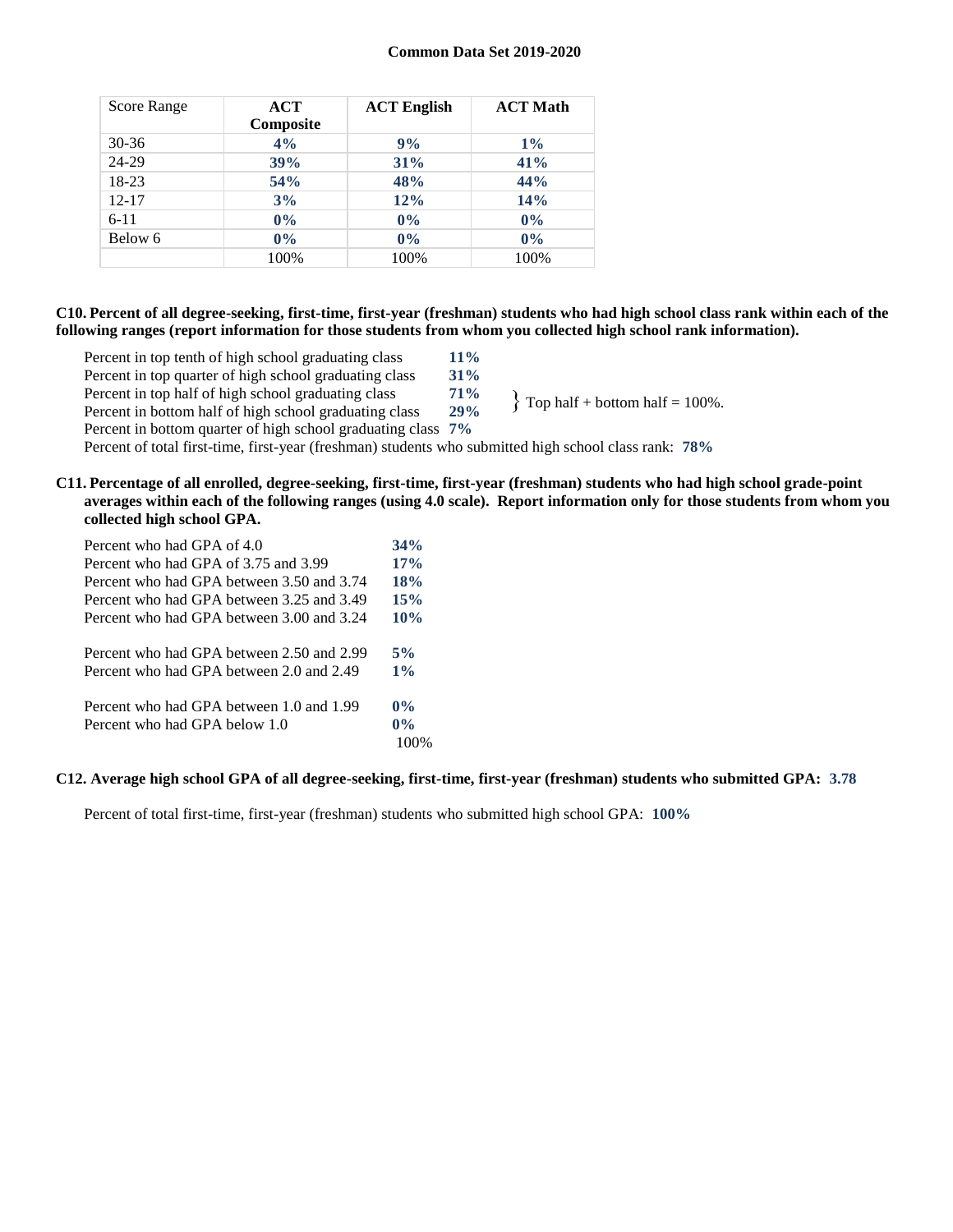| Score Range | ACT Composite | ACT English | ACT Math |
|---|---|---|---|
| 30-36 | **4%** | **9%** | **1%** |
| 24-29 | **39%** | **31%** | **41%** |
| 18-23 | **54%** | **48%** | **44%** |
| 12-17 | **3%** | **12%** | **14%** |
| 6-11 | **0%** | **0%** | **0%** |
| Below 6 | **0%** | **0%** | **0%** |
| | 100% | 100% | 100% |

**C10. Percent of all degree-seeking, first-time, first-year (freshman) students who had high school class rank within each of the following ranges (report information for those students from whom you collected high school rank information).**

| | |
|---|---|
| Percent in top tenth of high school graduating class | **11%** |
| Percent in top quarter of high school graduating class | **31%** |
| Percent in top half of high school graduating class | **71%** |
| Percent in bottom half of high school graduating class | **29%** |
| Percent in bottom quarter of high school graduating class | **7%** |

} Top half + bottom half = 100%.

Percent of total first-time, first-year (freshman) students who submitted high school class rank: **78%**

**C11. Percentage of all enrolled, degree-seeking, first-time, first-year (freshman) students who had high school grade-point averages within each of the following ranges (using 4.0 scale). Report information only for those students from whom you collected high school GPA.**

| | |
|---|---|
| Percent who had GPA of 4.0 | **34%** |
| Percent who had GPA of 3.75 and 3.99 | **17%** |
| Percent who had GPA between 3.50 and 3.74 | **18%** |
| Percent who had GPA between 3.25 and 3.49 | **15%** |
| Percent who had GPA between 3.00 and 3.24 | **10%** |
| Percent who had GPA between 2.50 and 2.99 | **5%** |
| Percent who had GPA between 2.0 and 2.49 | **1%** |
| Percent who had GPA between 1.0 and 1.99 | **0%** |
| Percent who had GPA below 1.0 | **0%** |
| | 100% |

**C12. Average high school GPA of all degree-seeking, first-time, first-year (freshman) students who submitted GPA: 3.78**

Percent of total first-time, first-year (freshman) students who submitted high school GPA: **100%**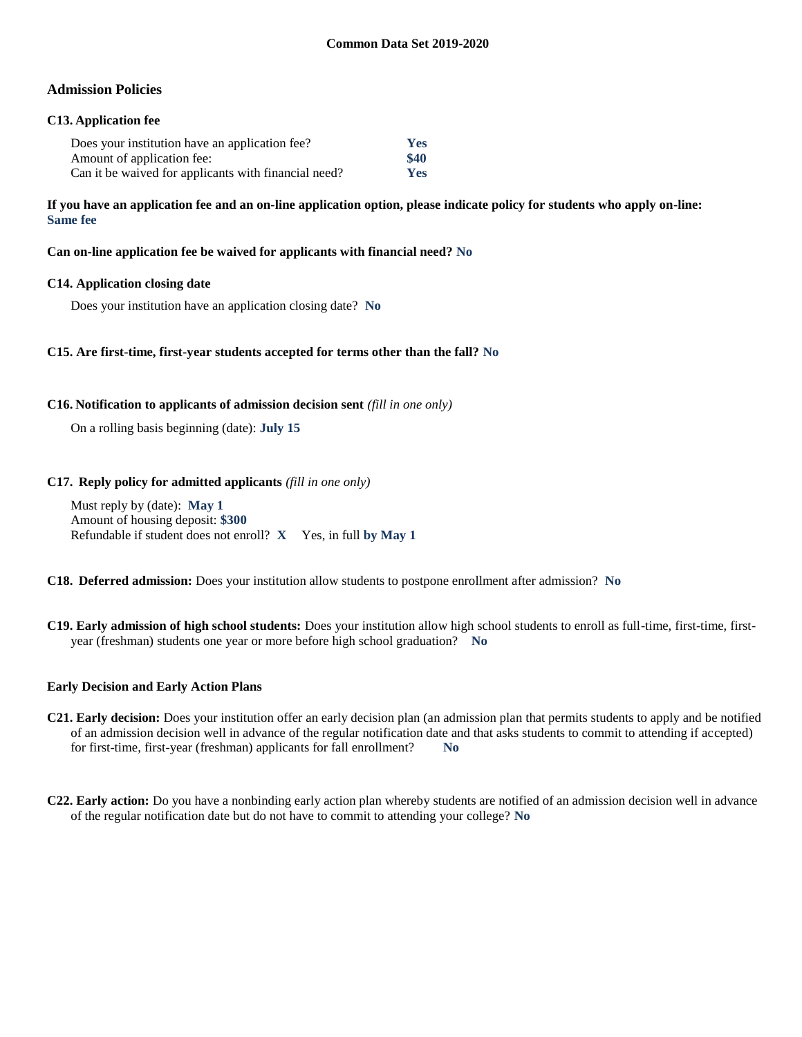## Admission Policies

### C13. Application fee

| | |
|---|---|
| Does your institution have an application fee? | **Yes** |
| Amount of application fee: | **$40** |
| Can it be waived for applicants with financial need? | **Yes** |

**If you have an application fee and an on-line application option, please indicate policy for students who apply on-line:**
**Same fee**

**Can on-line application fee be waived for applicants with financial need? No**

### C14. Application closing date

Does your institution have an application closing date? **No**

### C15. Are first-time, first-year students accepted for terms other than the fall? No

### C16. Notification to applicants of admission decision sent *(fill in one only)*

On a rolling basis beginning (date): **July 15**

### C17. Reply policy for admitted applicants *(fill in one only)*

Must reply by (date): **May 1**
Amount of housing deposit: **$300**
Refundable if student does not enroll? **X** Yes, in full **by May 1**

**C18. Deferred admission:** Does your institution allow students to postpone enrollment after admission? **No**

**C19. Early admission of high school students:** Does your institution allow high school students to enroll as full-time, first-time, first-year (freshman) students one year or more before high school graduation? **No**

### Early Decision and Early Action Plans

**C21. Early decision:** Does your institution offer an early decision plan (an admission plan that permits students to apply and be notified of an admission decision well in advance of the regular notification date and that asks students to commit to attending if accepted) for first-time, first-year (freshman) applicants for fall enrollment? **No**

**C22. Early action:** Do you have a nonbinding early action plan whereby students are notified of an admission decision well in advance of the regular notification date but do not have to commit to attending your college? **No**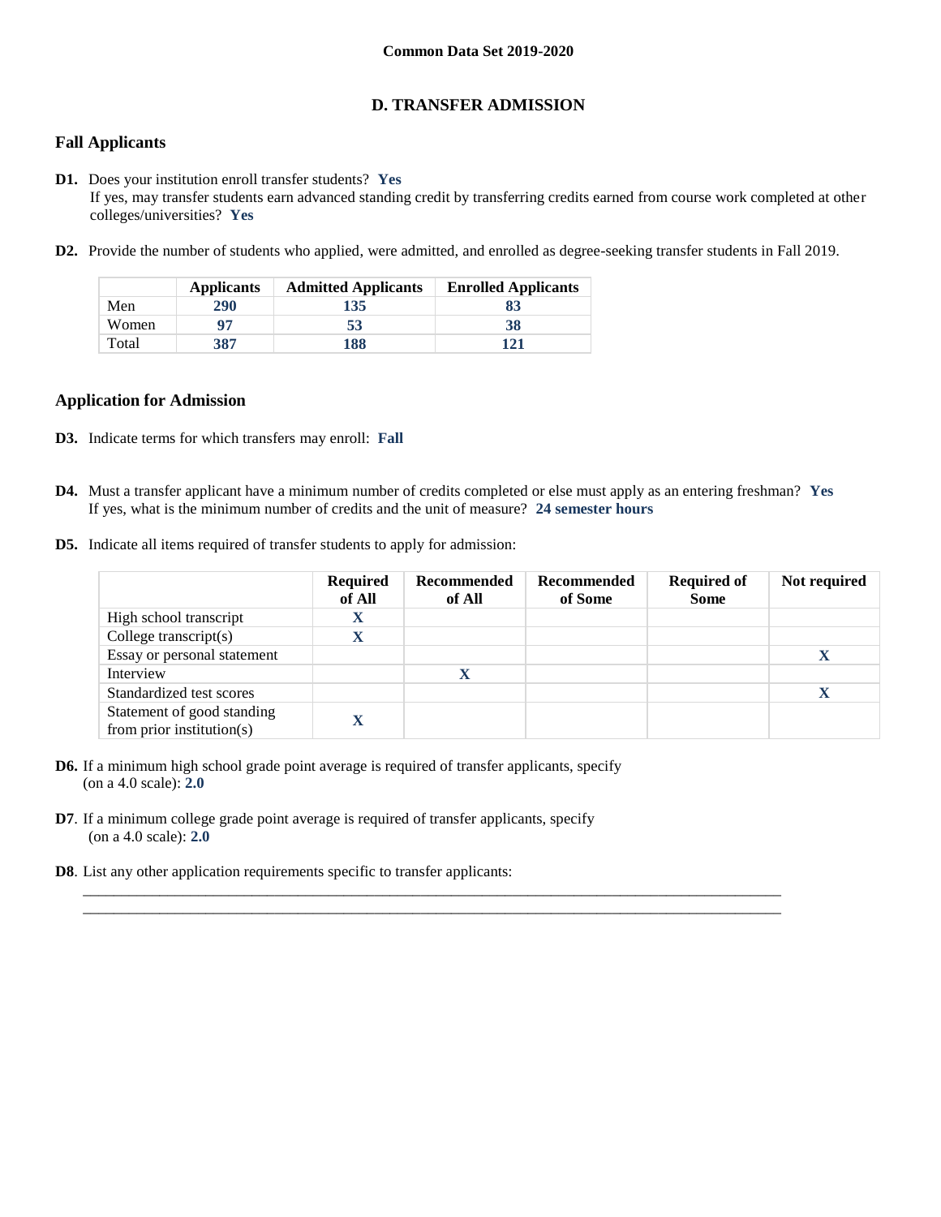Common Data Set 2019-2020

## D. TRANSFER ADMISSION

### Fall Applicants

**D1.** Does your institution enroll transfer students? **Yes**
If yes, may transfer students earn advanced standing credit by transferring credits earned from course work completed at other colleges/universities? **Yes**

**D2.** Provide the number of students who applied, were admitted, and enrolled as degree-seeking transfer students in Fall 2019.

| | Applicants | Admitted Applicants | Enrolled Applicants |
|---|---|---|---|
| Men | 290 | 135 | 83 |
| Women | 97 | 53 | 38 |
| Total | 387 | 188 | 121 |

### Application for Admission

**D3.** Indicate terms for which transfers may enroll: **Fall**

**D4.** Must a transfer applicant have a minimum number of credits completed or else must apply as an entering freshman? **Yes**
If yes, what is the minimum number of credits and the unit of measure? **24 semester hours**

**D5.** Indicate all items required of transfer students to apply for admission:

| | Required of All | Recommended of All | Recommended of Some | Required of Some | Not required |
|---|---|---|---|---|---|
| High school transcript | X | | | | |
| College transcript(s) | X | | | | |
| Essay or personal statement | | | | | X |
| Interview | | X | | | |
| Standardized test scores | | | | | X |
| Statement of good standing from prior institution(s) | X | | | | |

**D6.** If a minimum high school grade point average is required of transfer applicants, specify (on a 4.0 scale): **2.0**

**D7**. If a minimum college grade point average is required of transfer applicants, specify (on a 4.0 scale): **2.0**

**D8**. List any other application requirements specific to transfer applicants:

______________________________________________________________________________

______________________________________________________________________________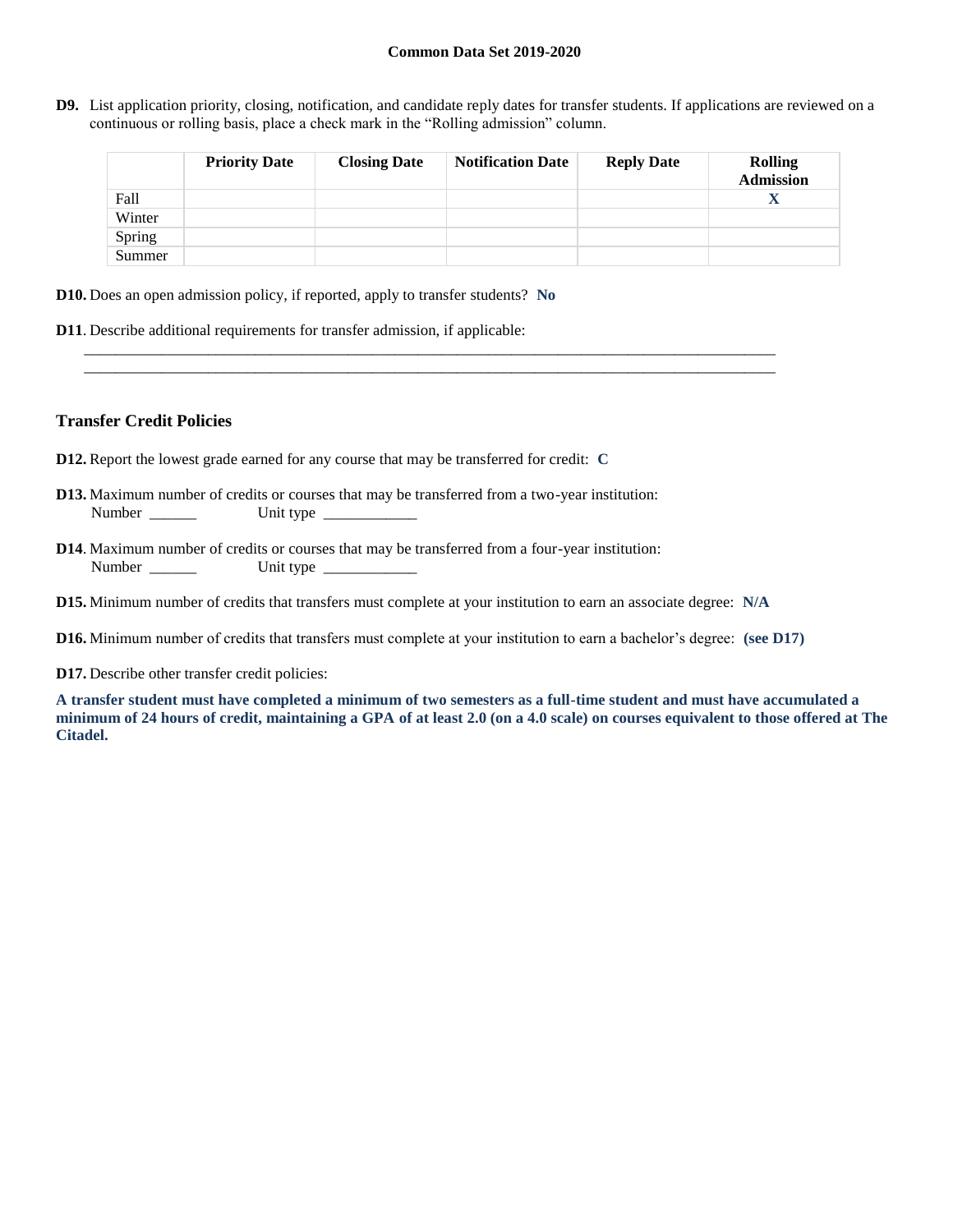**D9.** List application priority, closing, notification, and candidate reply dates for transfer students. If applications are reviewed on a continuous or rolling basis, place a check mark in the "Rolling admission" column.

| | Priority Date | Closing Date | Notification Date | Reply Date | Rolling Admission |
|---|---|---|---|---|---|
| Fall | | | | | X |
| Winter | | | | | |
| Spring | | | | | |
| Summer | | | | | |

**D10.** Does an open admission policy, if reported, apply to transfer students? **No**

**D11**. Describe additional requirements for transfer admission, if applicable:

___________________________________________________________________________________________

___________________________________________________________________________________________

### Transfer Credit Policies

**D12.** Report the lowest grade earned for any course that may be transferred for credit: **C**

**D13.** Maximum number of credits or courses that may be transferred from a two-year institution:
Number ______ Unit type ____________

**D14**. Maximum number of credits or courses that may be transferred from a four-year institution:
Number ______ Unit type ____________

**D15.** Minimum number of credits that transfers must complete at your institution to earn an associate degree: **N/A**

**D16.** Minimum number of credits that transfers must complete at your institution to earn a bachelor's degree: **(see D17)**

**D17.** Describe other transfer credit policies:

**A transfer student must have completed a minimum of two semesters as a full-time student and must have accumulated a minimum of 24 hours of credit, maintaining a GPA of at least 2.0 (on a 4.0 scale) on courses equivalent to those offered at The Citadel.**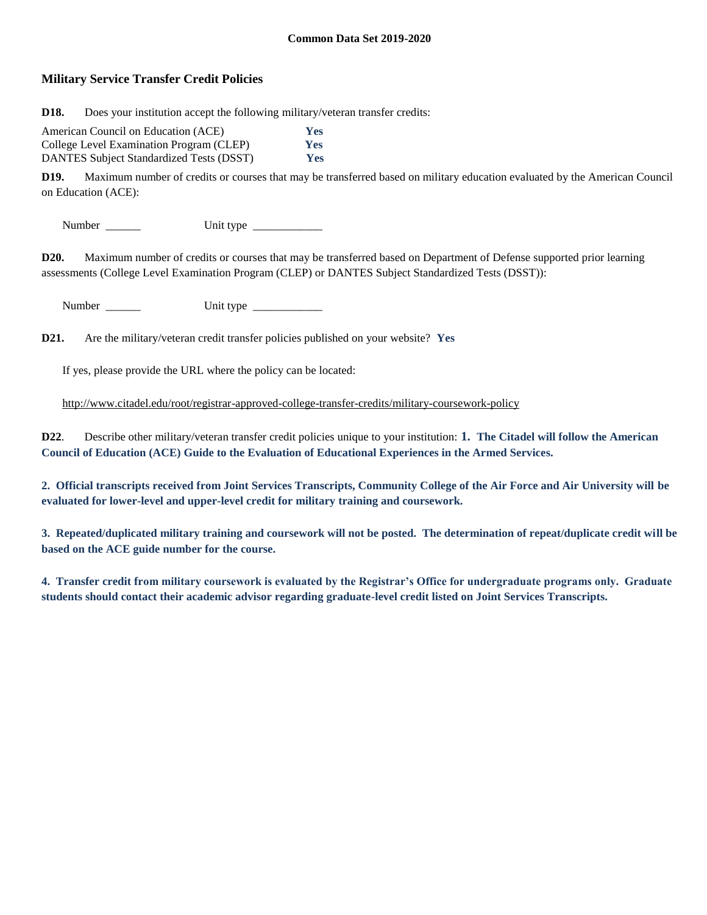## Military Service Transfer Credit Policies

**D18.** Does your institution accept the following military/veteran transfer credits:

| | |
|---|---|
| American Council on Education (ACE) | **Yes** |
| College Level Examination Program (CLEP) | **Yes** |
| DANTES Subject Standardized Tests (DSST) | **Yes** |

**D19.** Maximum number of credits or courses that may be transferred based on military education evaluated by the American Council on Education (ACE):

Number ______ Unit type ____________

**D20.** Maximum number of credits or courses that may be transferred based on Department of Defense supported prior learning assessments (College Level Examination Program (CLEP) or DANTES Subject Standardized Tests (DSST)):

Number ______ Unit type ____________

**D21.** Are the military/veteran credit transfer policies published on your website? **Yes**

If yes, please provide the URL where the policy can be located:

http://www.citadel.edu/root/registrar-approved-college-transfer-credits/military-coursework-policy

**D22**. Describe other military/veteran transfer credit policies unique to your institution: **1. The Citadel will follow the American Council of Education (ACE) Guide to the Evaluation of Educational Experiences in the Armed Services.**

**2. Official transcripts received from Joint Services Transcripts, Community College of the Air Force and Air University will be evaluated for lower-level and upper-level credit for military training and coursework.**

**3. Repeated/duplicated military training and coursework will not be posted. The determination of repeat/duplicate credit will be based on the ACE guide number for the course.**

**4. Transfer credit from military coursework is evaluated by the Registrar's Office for undergraduate programs only. Graduate students should contact their academic advisor regarding graduate-level credit listed on Joint Services Transcripts.**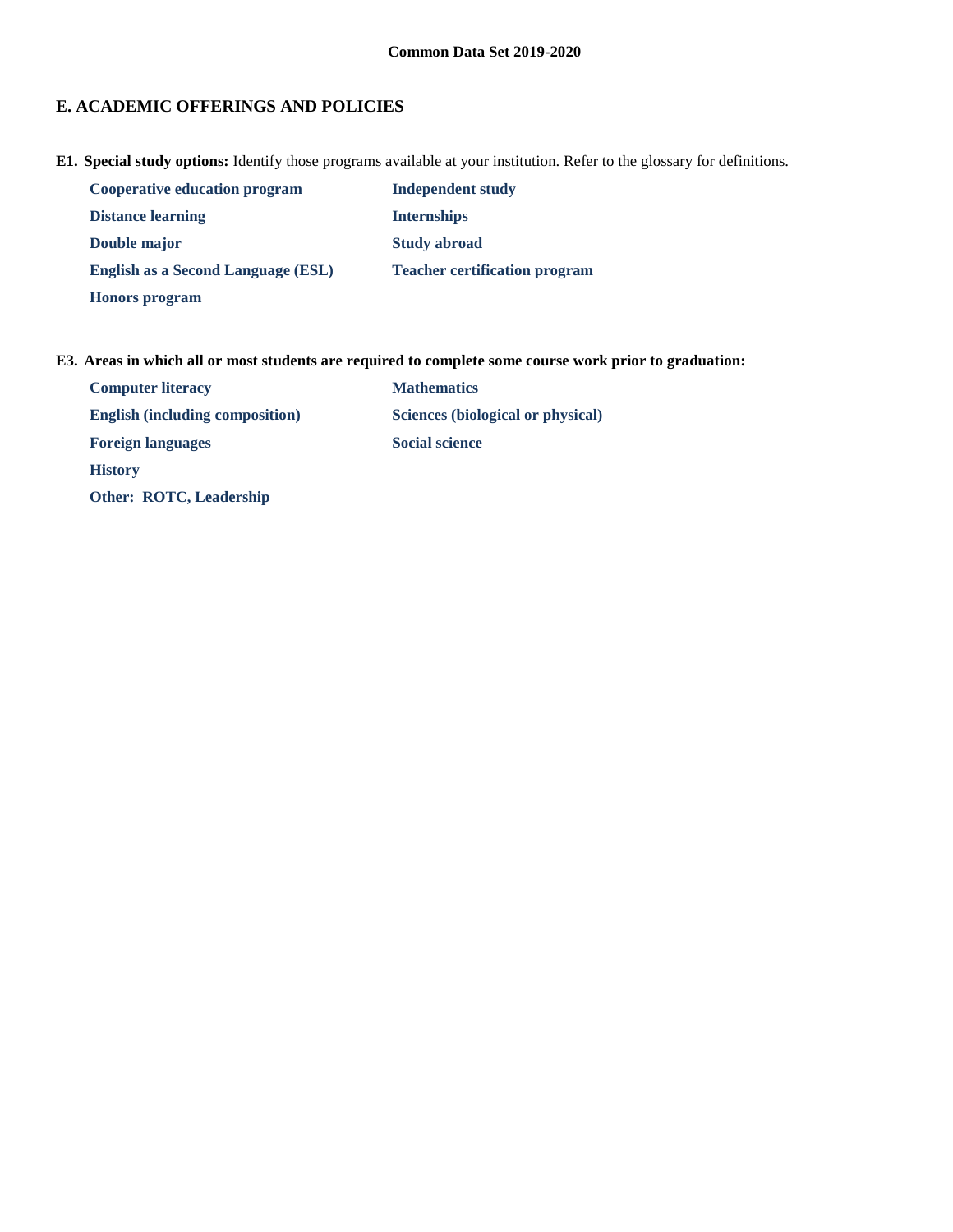## E. ACADEMIC OFFERINGS AND POLICIES

**E1. Special study options:** Identify those programs available at your institution. Refer to the glossary for definitions.

- **Cooperative education program**
- **Distance learning**
- **Double major**
- **English as a Second Language (ESL)**
- **Honors program**
- **Independent study**
- **Internships**
- **Study abroad**
- **Teacher certification program**

**E3. Areas in which all or most students are required to complete some course work prior to graduation:**

- **Computer literacy**
- **English (including composition)**
- **Foreign languages**
- **History**
- **Other: ROTC, Leadership**
- **Mathematics**
- **Sciences (biological or physical)**
- **Social science**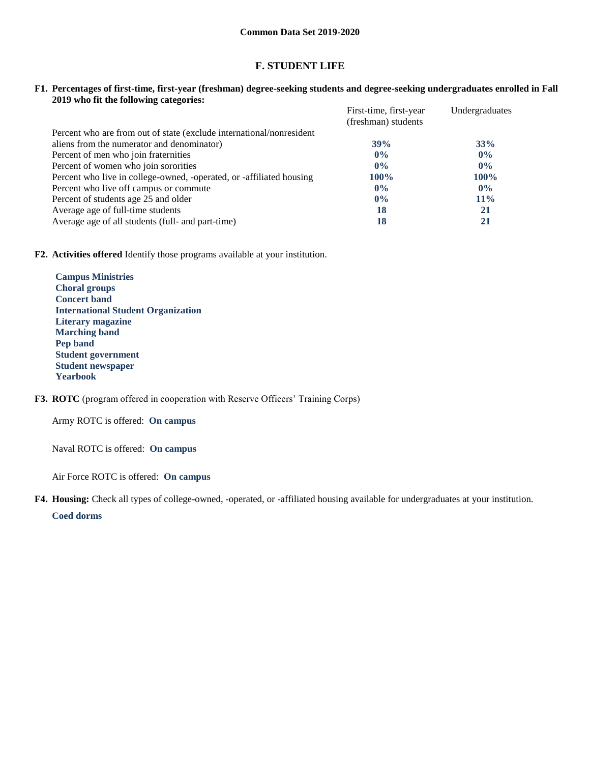# F. STUDENT LIFE

**F1. Percentages of first-time, first-year (freshman) degree-seeking students and degree-seeking undergraduates enrolled in Fall 2019 who fit the following categories:**

| | First-time, first-year (freshman) students | Undergraduates |
|---|---|---|
| Percent who are from out of state (exclude international/nonresident aliens from the numerator and denominator) | **39%** | **33%** |
| Percent of men who join fraternities | **0%** | **0%** |
| Percent of women who join sororities | **0%** | **0%** |
| Percent who live in college-owned, -operated, or -affiliated housing | **100%** | **100%** |
| Percent who live off campus or commute | **0%** | **0%** |
| Percent of students age 25 and older | **0%** | **11%** |
| Average age of full-time students | **18** | **21** |
| Average age of all students (full- and part-time) | **18** | **21** |

**F2. Activities offered** Identify those programs available at your institution.

**Campus Ministries**
**Choral groups**
**Concert band**
**International Student Organization**
**Literary magazine**
**Marching band**
**Pep band**
**Student government**
**Student newspaper**
**Yearbook**

**F3. ROTC** (program offered in cooperation with Reserve Officers' Training Corps)

Army ROTC is offered: **On campus**

Naval ROTC is offered: **On campus**

Air Force ROTC is offered: **On campus**

**F4. Housing:** Check all types of college-owned, -operated, or -affiliated housing available for undergraduates at your institution.

**Coed dorms**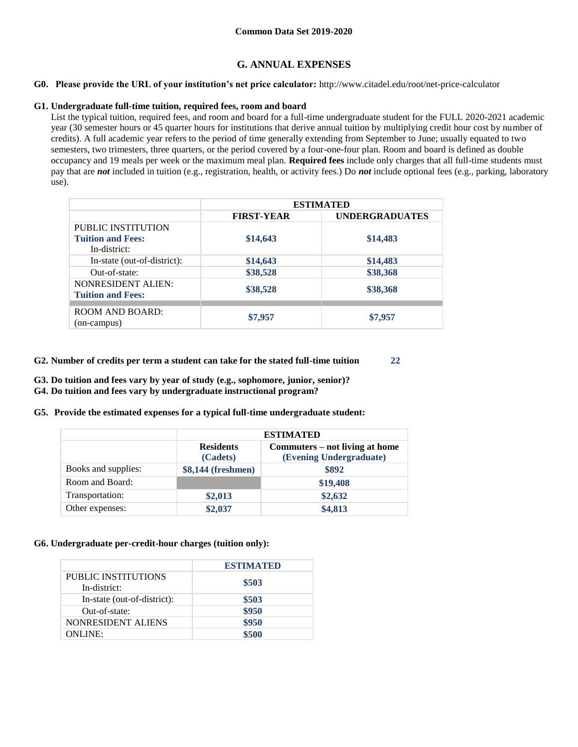Common Data Set 2019-2020

## G. ANNUAL EXPENSES

**G0. Please provide the URL of your institution's net price calculator:** http://www.citadel.edu/root/net-price-calculator

**G1. Undergraduate full-time tuition, required fees, room and board**

List the typical tuition, required fees, and room and board for a full-time undergraduate student for the FULL 2020-2021 academic year (30 semester hours or 45 quarter hours for institutions that derive annual tuition by multiplying credit hour cost by number of credits). A full academic year refers to the period of time generally extending from September to June; usually equated to two semesters, two trimesters, three quarters, or the period covered by a four-one-four plan. Room and board is defined as double occupancy and 19 meals per week or the maximum meal plan. **Required fees** include only charges that all full-time students must pay that are ***not*** included in tuition (e.g., registration, health, or activity fees.) Do ***not*** include optional fees (e.g., parking, laboratory use).

| | ESTIMATED | |
|---|---|---|
| | **FIRST-YEAR** | **UNDERGRADUATES** |
| PUBLIC INSTITUTION **Tuition and Fees:** In-district: | **$14,643** | **$14,483** |
| In-state (out-of-district): | **$14,643** | **$14,483** |
| Out-of-state: | **$38,528** | **$38,368** |
| NONRESIDENT ALIEN: **Tuition and Fees:** | **$38,528** | **$38,368** |
| ROOM AND BOARD: (on-campus) | **$7,957** | **$7,957** |

**G2. Number of credits per term a student can take for the stated full-time tuition** 22

**G3. Do tuition and fees vary by year of study (e.g., sophomore, junior, senior)?**

**G4. Do tuition and fees vary by undergraduate instructional program?**

**G5. Provide the estimated expenses for a typical full-time undergraduate student:**

| | ESTIMATED | |
|---|---|---|
| | **Residents (Cadets)** | **Commuters – not living at home (Evening Undergraduate)** |
| Books and supplies: | **$8,144 (freshmen)** | **$892** |
| Room and Board: | | **$19,408** |
| Transportation: | **$2,013** | **$2,632** |
| Other expenses: | **$2,037** | **$4,813** |

**G6. Undergraduate per-credit-hour charges (tuition only):**

| | ESTIMATED |
|---|---|
| PUBLIC INSTITUTIONS In-district: | **$503** |
| In-state (out-of-district): | **$503** |
| Out-of-state: | **$950** |
| NONRESIDENT ALIENS | **$950** |
| ONLINE: | **$500** |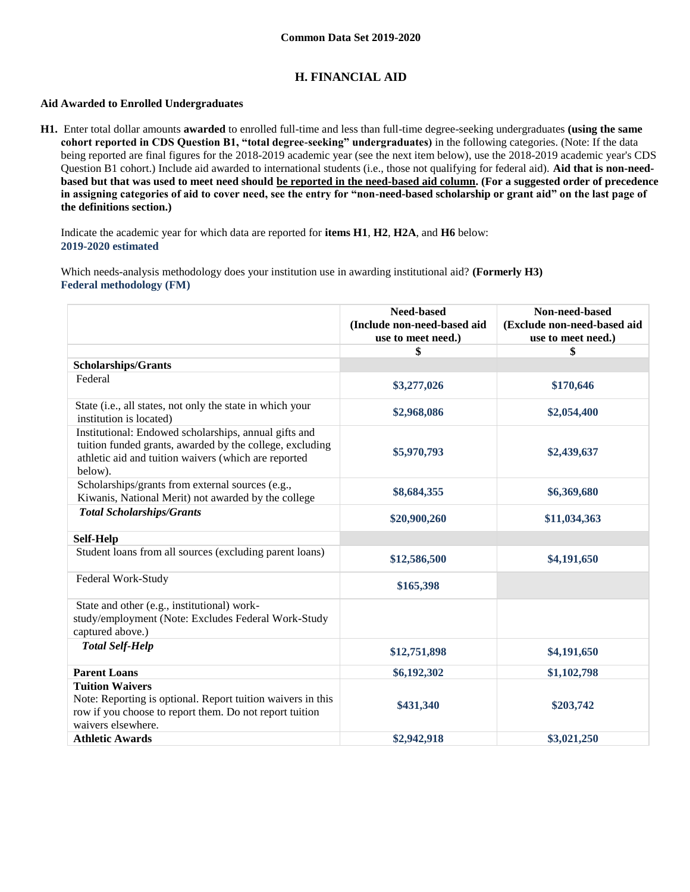## H. FINANCIAL AID

### Aid Awarded to Enrolled Undergraduates

**H1.** Enter total dollar amounts **awarded** to enrolled full-time and less than full-time degree-seeking undergraduates **(using the same cohort reported in CDS Question B1, "total degree-seeking" undergraduates)** in the following categories. (Note: If the data being reported are final figures for the 2018-2019 academic year (see the next item below), use the 2018-2019 academic year's CDS Question B1 cohort.) Include aid awarded to international students (i.e., those not qualifying for federal aid). **Aid that is non-need-based but that was used to meet need should be reported in the need-based aid column. (For a suggested order of precedence in assigning categories of aid to cover need, see the entry for "non-need-based scholarship or grant aid" on the last page of the definitions section.)**

Indicate the academic year for which data are reported for **items H1**, **H2**, **H2A**, and **H6** below:
**2019-2020 estimated**

Which needs-analysis methodology does your institution use in awarding institutional aid? **(Formerly H3)**
**Federal methodology (FM)**

| | Need-based (Include non-need-based aid use to meet need.) | Non-need-based (Exclude non-need-based aid use to meet need.) |
|---|---|---|
| | $ | $ |
| **Scholarships/Grants** | | |
| Federal | $3,277,026 | $170,646 |
| State (i.e., all states, not only the state in which your institution is located) | $2,968,086 | $2,054,400 |
| Institutional: Endowed scholarships, annual gifts and tuition funded grants, awarded by the college, excluding athletic aid and tuition waivers (which are reported below). | $5,970,793 | $2,439,637 |
| Scholarships/grants from external sources (e.g., Kiwanis, National Merit) not awarded by the college | $8,684,355 | $6,369,680 |
| ***Total Scholarships/Grants*** | $20,900,260 | $11,034,363 |
| **Self-Help** | | |
| Student loans from all sources (excluding parent loans) | $12,586,500 | $4,191,650 |
| Federal Work-Study | $165,398 | |
| State and other (e.g., institutional) work-study/employment (Note: Excludes Federal Work-Study captured above.) | | |
| ***Total Self-Help*** | $12,751,898 | $4,191,650 |
| **Parent Loans** | $6,192,302 | $1,102,798 |
| **Tuition Waivers** Note: Reporting is optional. Report tuition waivers in this row if you choose to report them. Do not report tuition waivers elsewhere. | $431,340 | $203,742 |
| **Athletic Awards** | $2,942,918 | $3,021,250 |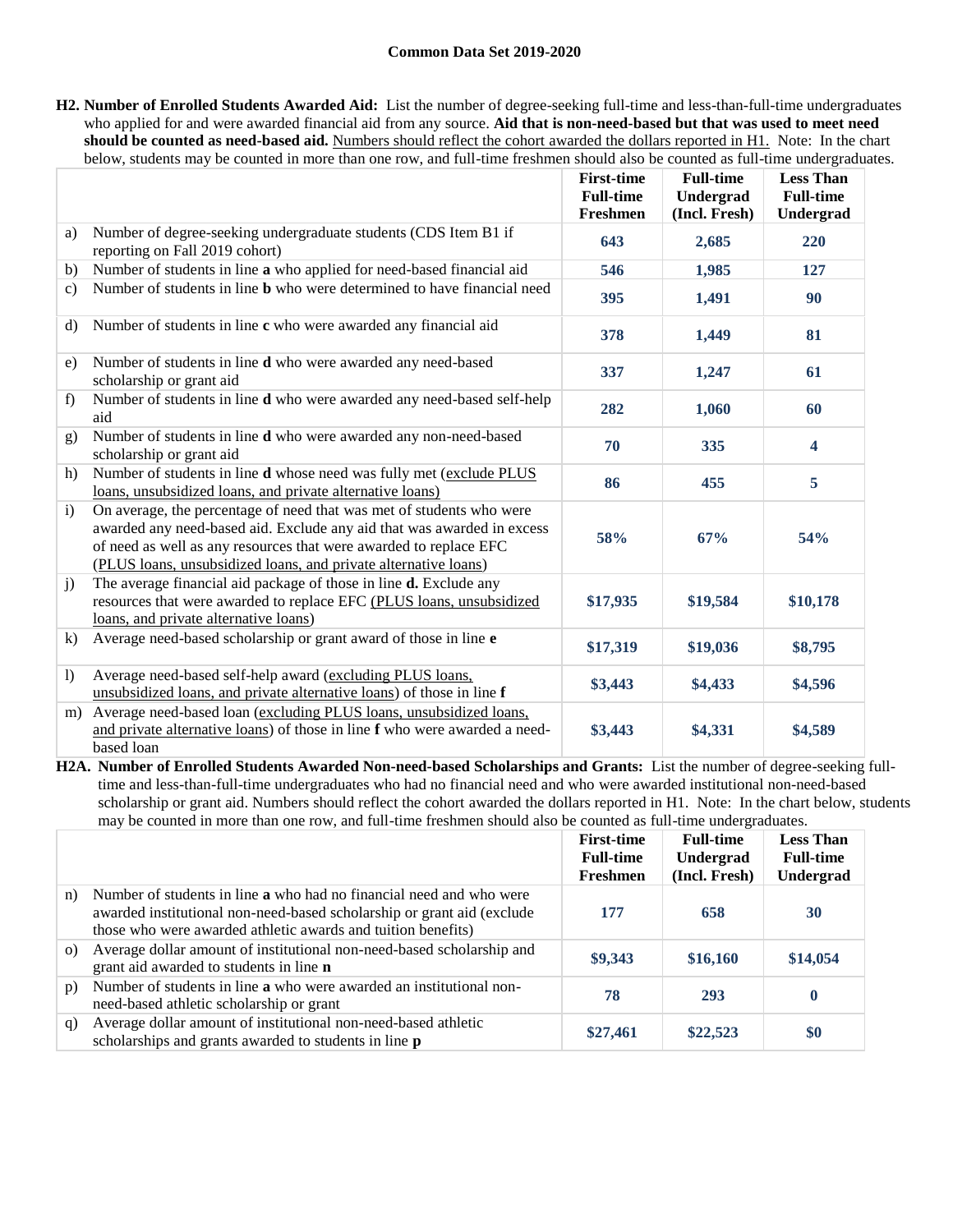**H2. Number of Enrolled Students Awarded Aid:** List the number of degree-seeking full-time and less-than-full-time undergraduates who applied for and were awarded financial aid from any source. **Aid that is non-need-based but that was used to meet need should be counted as need-based aid.** Numbers should reflect the cohort awarded the dollars reported in H1. Note: In the chart below, students may be counted in more than one row, and full-time freshmen should also be counted as full-time undergraduates.

| | | First-time Full-time Freshmen | Full-time Undergrad (Incl. Fresh) | Less Than Full-time Undergrad |
|---|---|---|---|---|
| a) | Number of degree-seeking undergraduate students (CDS Item B1 if reporting on Fall 2019 cohort) | 643 | 2,685 | 220 |
| b) | Number of students in line **a** who applied for need-based financial aid | 546 | 1,985 | 127 |
| c) | Number of students in line **b** who were determined to have financial need | 395 | 1,491 | 90 |
| d) | Number of students in line **c** who were awarded any financial aid | 378 | 1,449 | 81 |
| e) | Number of students in line **d** who were awarded any need-based scholarship or grant aid | 337 | 1,247 | 61 |
| f) | Number of students in line **d** who were awarded any need-based self-help aid | 282 | 1,060 | 60 |
| g) | Number of students in line **d** who were awarded any non-need-based scholarship or grant aid | 70 | 335 | 4 |
| h) | Number of students in line **d** whose need was fully met (exclude PLUS loans, unsubsidized loans, and private alternative loans) | 86 | 455 | 5 |
| i) | On average, the percentage of need that was met of students who were awarded any need-based aid. Exclude any aid that was awarded in excess of need as well as any resources that were awarded to replace EFC (PLUS loans, unsubsidized loans, and private alternative loans) | 58% | 67% | 54% |
| j) | The average financial aid package of those in line **d.** Exclude any resources that were awarded to replace EFC (PLUS loans, unsubsidized loans, and private alternative loans) | $17,935 | $19,584 | $10,178 |
| k) | Average need-based scholarship or grant award of those in line **e** | $17,319 | $19,036 | $8,795 |
| l) | Average need-based self-help award (excluding PLUS loans, unsubsidized loans, and private alternative loans) of those in line **f** | $3,443 | $4,433 | $4,596 |
| m) | Average need-based loan (excluding PLUS loans, unsubsidized loans, and private alternative loans) of those in line **f** who were awarded a need-based loan | $3,443 | $4,331 | $4,589 |

**H2A. Number of Enrolled Students Awarded Non-need-based Scholarships and Grants:** List the number of degree-seeking full-time and less-than-full-time undergraduates who had no financial need and who were awarded institutional non-need-based scholarship or grant aid. Numbers should reflect the cohort awarded the dollars reported in H1. Note: In the chart below, students may be counted in more than one row, and full-time freshmen should also be counted as full-time undergraduates.

| | | First-time Full-time Freshmen | Full-time Undergrad (Incl. Fresh) | Less Than Full-time Undergrad |
|---|---|---|---|---|
| n) | Number of students in line **a** who had no financial need and who were awarded institutional non-need-based scholarship or grant aid (exclude those who were awarded athletic awards and tuition benefits) | 177 | 658 | 30 |
| o) | Average dollar amount of institutional non-need-based scholarship and grant aid awarded to students in line **n** | $9,343 | $16,160 | $14,054 |
| p) | Number of students in line **a** who were awarded an institutional non-need-based athletic scholarship or grant | 78 | 293 | 0 |
| q) | Average dollar amount of institutional non-need-based athletic scholarships and grants awarded to students in line **p** | $27,461 | $22,523 | $0 |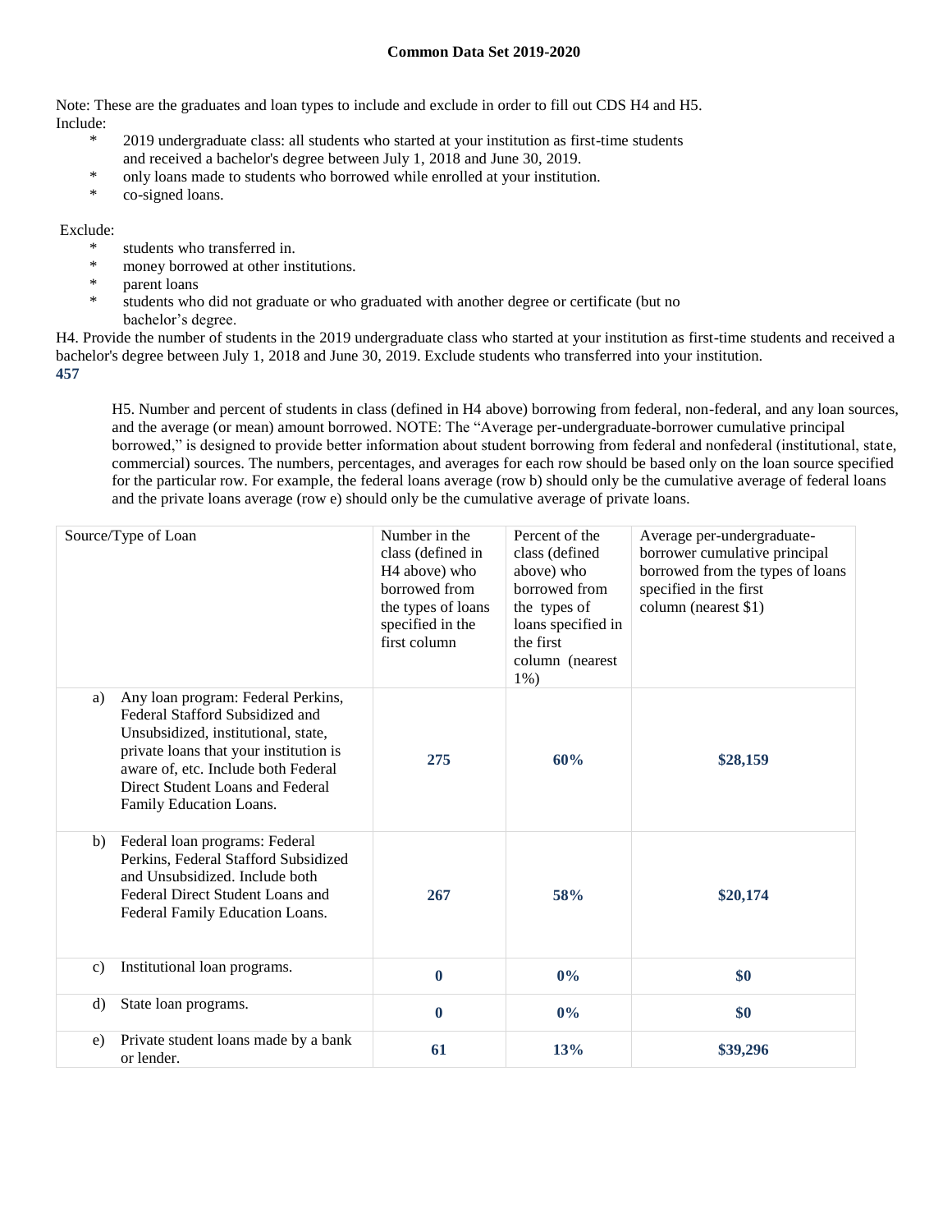Note: These are the graduates and loan types to include and exclude in order to fill out CDS H4 and H5.
Include:

* 2019 undergraduate class: all students who started at your institution as first-time students and received a bachelor's degree between July 1, 2018 and June 30, 2019.
* only loans made to students who borrowed while enrolled at your institution.
* co-signed loans.

Exclude:

* students who transferred in.
* money borrowed at other institutions.
* parent loans
* students who did not graduate or who graduated with another degree or certificate (but no bachelor's degree.

H4. Provide the number of students in the 2019 undergraduate class who started at your institution as first-time students and received a bachelor's degree between July 1, 2018 and June 30, 2019. Exclude students who transferred into your institution.
**457**

H5. Number and percent of students in class (defined in H4 above) borrowing from federal, non-federal, and any loan sources, and the average (or mean) amount borrowed. NOTE: The "Average per-undergraduate-borrower cumulative principal borrowed," is designed to provide better information about student borrowing from federal and nonfederal (institutional, state, commercial) sources. The numbers, percentages, and averages for each row should be based only on the loan source specified for the particular row. For example, the federal loans average (row b) should only be the cumulative average of federal loans and the private loans average (row e) should only be the cumulative average of private loans.

| Source/Type of Loan | Number in the class (defined in H4 above) who borrowed from the types of loans specified in the first column | Percent of the class (defined above) who borrowed from the types of loans specified in the first column (nearest 1%) | Average per-undergraduate-borrower cumulative principal borrowed from the types of loans specified in the first column (nearest $1) |
|---|---|---|---|
| a) Any loan program: Federal Perkins, Federal Stafford Subsidized and Unsubsidized, institutional, state, private loans that your institution is aware of, etc. Include both Federal Direct Student Loans and Federal Family Education Loans. | **275** | **60%** | **$28,159** |
| b) Federal loan programs: Federal Perkins, Federal Stafford Subsidized and Unsubsidized. Include both Federal Direct Student Loans and Federal Family Education Loans. | **267** | **58%** | **$20,174** |
| c) Institutional loan programs. | **0** | **0%** | **$0** |
| d) State loan programs. | **0** | **0%** | **$0** |
| e) Private student loans made by a bank or lender. | **61** | **13%** | **$39,296** |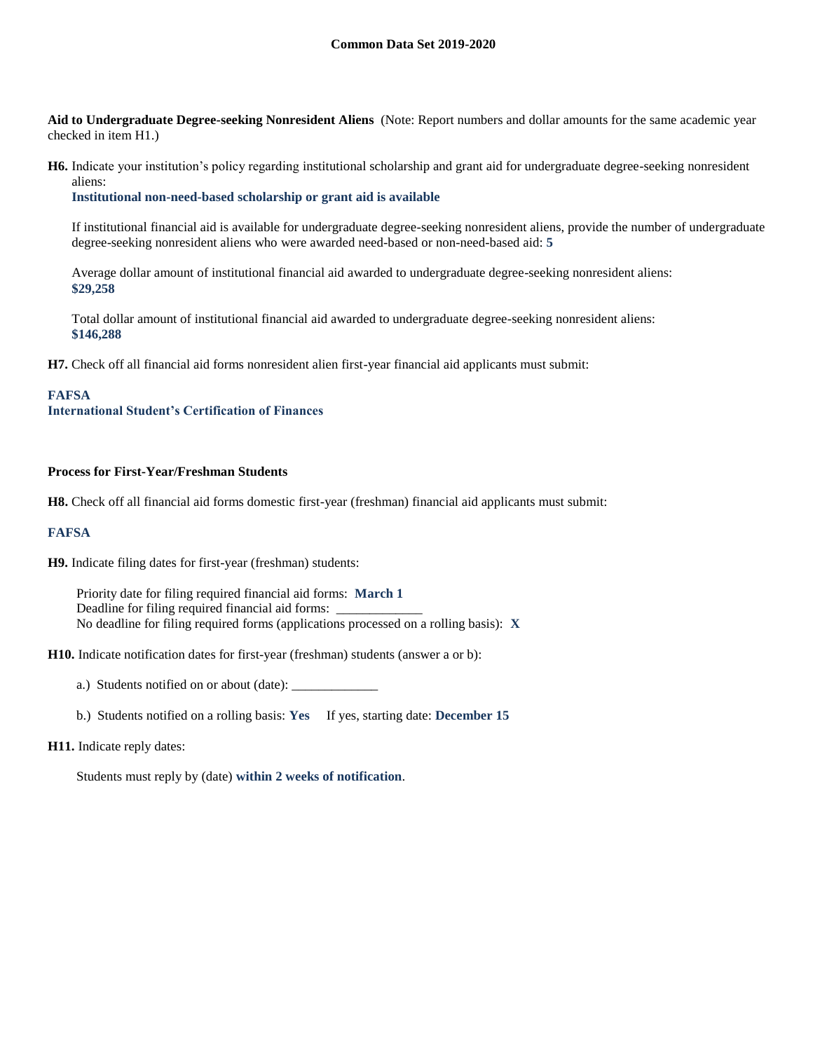**Aid to Undergraduate Degree-seeking Nonresident Aliens** (Note: Report numbers and dollar amounts for the same academic year checked in item H1.)

**H6.** Indicate your institution's policy regarding institutional scholarship and grant aid for undergraduate degree-seeking nonresident aliens:
**Institutional non-need-based scholarship or grant aid is available**

If institutional financial aid is available for undergraduate degree-seeking nonresident aliens, provide the number of undergraduate degree-seeking nonresident aliens who were awarded need-based or non-need-based aid: **5**

Average dollar amount of institutional financial aid awarded to undergraduate degree-seeking nonresident aliens:
**$29,258**

Total dollar amount of institutional financial aid awarded to undergraduate degree-seeking nonresident aliens:
**$146,288**

**H7.** Check off all financial aid forms nonresident alien first-year financial aid applicants must submit:

**FAFSA**
**International Student's Certification of Finances**

**Process for First-Year/Freshman Students**

**H8.** Check off all financial aid forms domestic first-year (freshman) financial aid applicants must submit:

**FAFSA**

**H9.** Indicate filing dates for first-year (freshman) students:

Priority date for filing required financial aid forms: **March 1**
Deadline for filing required financial aid forms: _____________
No deadline for filing required forms (applications processed on a rolling basis): **X**

**H10.** Indicate notification dates for first-year (freshman) students (answer a or b):

a.) Students notified on or about (date): _____________

b.) Students notified on a rolling basis: **Yes** If yes, starting date: **December 15**

**H11.** Indicate reply dates:

Students must reply by (date) **within 2 weeks of notification**.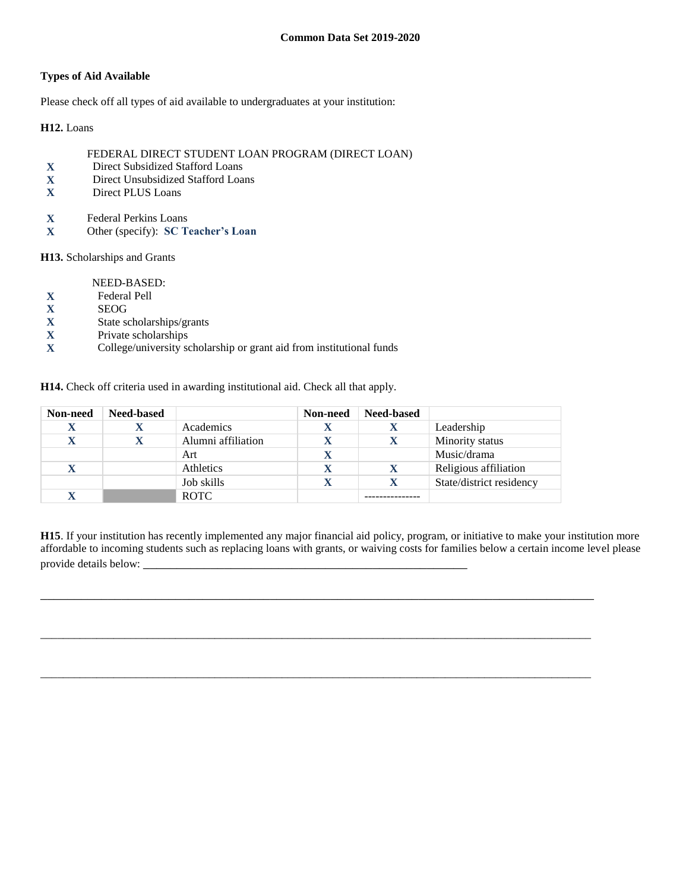**Types of Aid Available**

Please check off all types of aid available to undergraduates at your institution:

**H12.** Loans

FEDERAL DIRECT STUDENT LOAN PROGRAM (DIRECT LOAN)

- X Direct Subsidized Stafford Loans
- X Direct Unsubsidized Stafford Loans
- X Direct PLUS Loans

- X Federal Perkins Loans
- X Other (specify): **SC Teacher's Loan**

**H13.** Scholarships and Grants

NEED-BASED:

- X Federal Pell
- X SEOG
- X State scholarships/grants
- X Private scholarships
- X College/university scholarship or grant aid from institutional funds

**H14.** Check off criteria used in awarding institutional aid. Check all that apply.

| Non-need | Need-based | | Non-need | Need-based | |
|---|---|---|---|---|---|
| X | X | Academics | X | X | Leadership |
| X | X | Alumni affiliation | X | X | Minority status |
| | | Art | X | | Music/drama |
| X | | Athletics | X | X | Religious affiliation |
| | | Job skills | X | X | State/district residency |
| X | | ROTC | | --------------- | |

**H15**. If your institution has recently implemented any major financial aid policy, program, or initiative to make your institution more affordable to incoming students such as replacing loans with grants, or waiving costs for families below a certain income level please provide details below: \_\_\_\_\_\_\_\_\_\_\_\_\_\_\_\_\_\_\_\_\_\_\_\_\_\_\_\_\_\_\_\_\_\_\_\_\_\_\_\_\_\_\_\_\_\_\_\_\_\_\_\_\_\_\_\_\_\_\_\_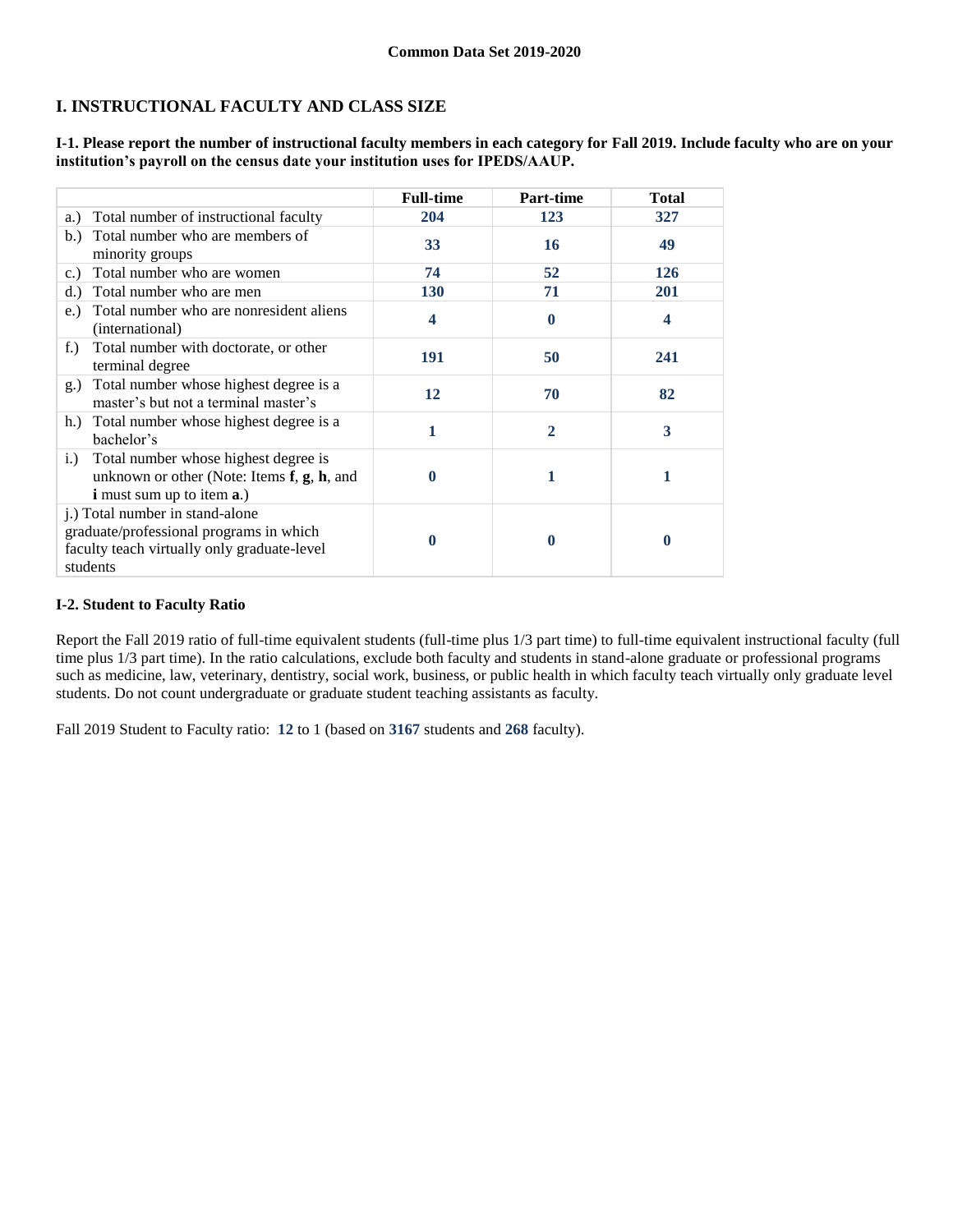## I. INSTRUCTIONAL FACULTY AND CLASS SIZE

**I-1. Please report the number of instructional faculty members in each category for Fall 2019. Include faculty who are on your institution's payroll on the census date your institution uses for IPEDS/AAUP.**

| | Full-time | Part-time | Total |
|---|---|---|---|
| a.) Total number of instructional faculty | **204** | **123** | **327** |
| b.) Total number who are members of minority groups | **33** | **16** | **49** |
| c.) Total number who are women | **74** | **52** | **126** |
| d.) Total number who are men | **130** | **71** | **201** |
| e.) Total number who are nonresident aliens (international) | **4** | **0** | **4** |
| f.) Total number with doctorate, or other terminal degree | **191** | **50** | **241** |
| g.) Total number whose highest degree is a master's but not a terminal master's | **12** | **70** | **82** |
| h.) Total number whose highest degree is a bachelor's | **1** | **2** | **3** |
| i.) Total number whose highest degree is unknown or other (Note: Items **f**, **g**, **h**, and **i** must sum up to item **a**.) | **0** | **1** | **1** |
| j.) Total number in stand-alone graduate/professional programs in which faculty teach virtually only graduate-level students | **0** | **0** | **0** |

### I-2. Student to Faculty Ratio

Report the Fall 2019 ratio of full-time equivalent students (full-time plus 1/3 part time) to full-time equivalent instructional faculty (full time plus 1/3 part time). In the ratio calculations, exclude both faculty and students in stand-alone graduate or professional programs such as medicine, law, veterinary, dentistry, social work, business, or public health in which faculty teach virtually only graduate level students. Do not count undergraduate or graduate student teaching assistants as faculty.

Fall 2019 Student to Faculty ratio: **12** to 1 (based on **3167** students and **268** faculty).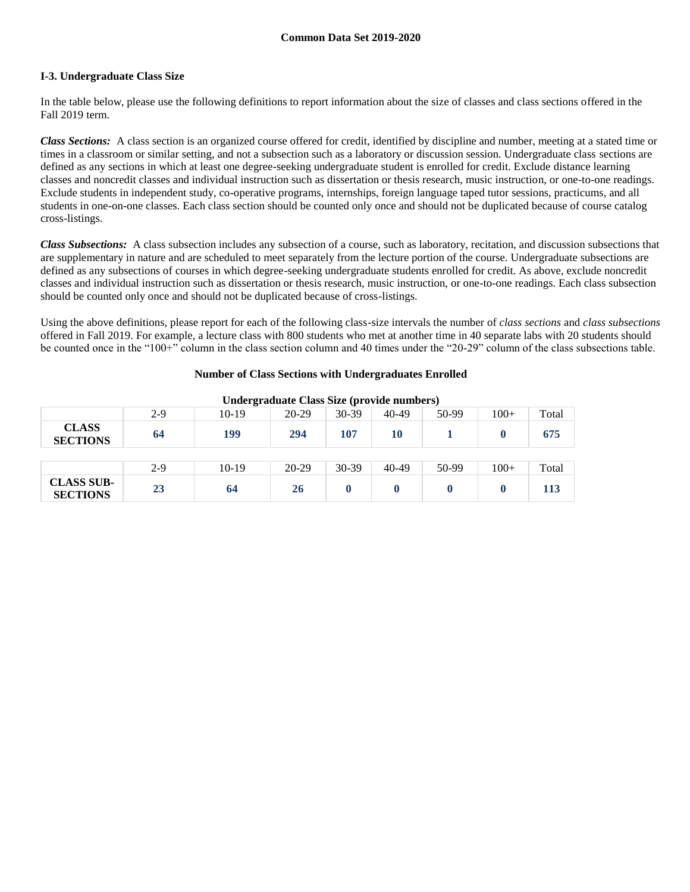Common Data Set 2019-2020

### I-3. Undergraduate Class Size

In the table below, please use the following definitions to report information about the size of classes and class sections offered in the Fall 2019 term.

***Class Sections:*** A class section is an organized course offered for credit, identified by discipline and number, meeting at a stated time or times in a classroom or similar setting, and not a subsection such as a laboratory or discussion session. Undergraduate class sections are defined as any sections in which at least one degree-seeking undergraduate student is enrolled for credit. Exclude distance learning classes and noncredit classes and individual instruction such as dissertation or thesis research, music instruction, or one-to-one readings. Exclude students in independent study, co-operative programs, internships, foreign language taped tutor sessions, practicums, and all students in one-on-one classes. Each class section should be counted only once and should not be duplicated because of course catalog cross-listings.

***Class Subsections:*** A class subsection includes any subsection of a course, such as laboratory, recitation, and discussion subsections that are supplementary in nature and are scheduled to meet separately from the lecture portion of the course. Undergraduate subsections are defined as any subsections of courses in which degree-seeking undergraduate students enrolled for credit. As above, exclude noncredit classes and individual instruction such as dissertation or thesis research, music instruction, or one-to-one readings. Each class subsection should be counted only once and should not be duplicated because of cross-listings.

Using the above definitions, please report for each of the following class-size intervals the number of *class sections* and *class subsections* offered in Fall 2019. For example, a lecture class with 800 students who met at another time in 40 separate labs with 20 students should be counted once in the "100+" column in the class section column and 40 times under the "20-29" column of the class subsections table.

**Number of Class Sections with Undergraduates Enrolled**

**Undergraduate Class Size (provide numbers)**

| | 2-9 | 10-19 | 20-29 | 30-39 | 40-49 | 50-99 | 100+ | Total |
|---|---|---|---|---|---|---|---|---|
| **CLASS SECTIONS** | **64** | **199** | **294** | **107** | **10** | **1** | **0** | **675** |

| | 2-9 | 10-19 | 20-29 | 30-39 | 40-49 | 50-99 | 100+ | Total |
|---|---|---|---|---|---|---|---|---|
| **CLASS SUB-SECTIONS** | **23** | **64** | **26** | **0** | **0** | **0** | **0** | **113** |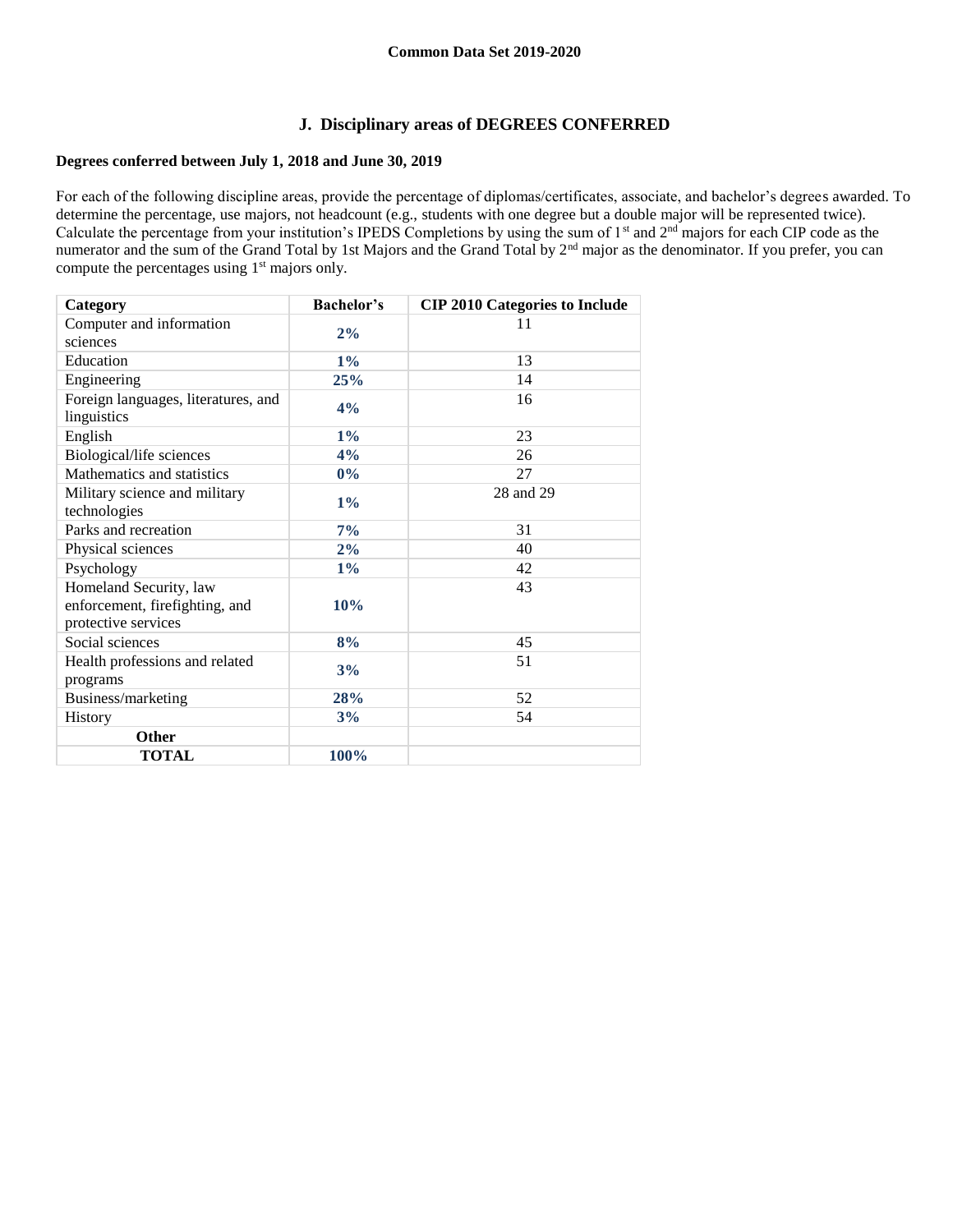## J. Disciplinary areas of DEGREES CONFERRED

**Degrees conferred between July 1, 2018 and June 30, 2019**

For each of the following discipline areas, provide the percentage of diplomas/certificates, associate, and bachelor's degrees awarded. To determine the percentage, use majors, not headcount (e.g., students with one degree but a double major will be represented twice). Calculate the percentage from your institution's IPEDS Completions by using the sum of 1st and 2nd majors for each CIP code as the numerator and the sum of the Grand Total by 1st Majors and the Grand Total by 2nd major as the denominator. If you prefer, you can compute the percentages using 1st majors only.

| Category | Bachelor's | CIP 2010 Categories to Include |
|---|---|---|
| Computer and information sciences | 2% | 11 |
| Education | 1% | 13 |
| Engineering | 25% | 14 |
| Foreign languages, literatures, and linguistics | 4% | 16 |
| English | 1% | 23 |
| Biological/life sciences | 4% | 26 |
| Mathematics and statistics | 0% | 27 |
| Military science and military technologies | 1% | 28 and 29 |
| Parks and recreation | 7% | 31 |
| Physical sciences | 2% | 40 |
| Psychology | 1% | 42 |
| Homeland Security, law enforcement, firefighting, and protective services | 10% | 43 |
| Social sciences | 8% | 45 |
| Health professions and related programs | 3% | 51 |
| Business/marketing | 28% | 52 |
| History | 3% | 54 |
| **Other** | | |
| **TOTAL** | 100% | |